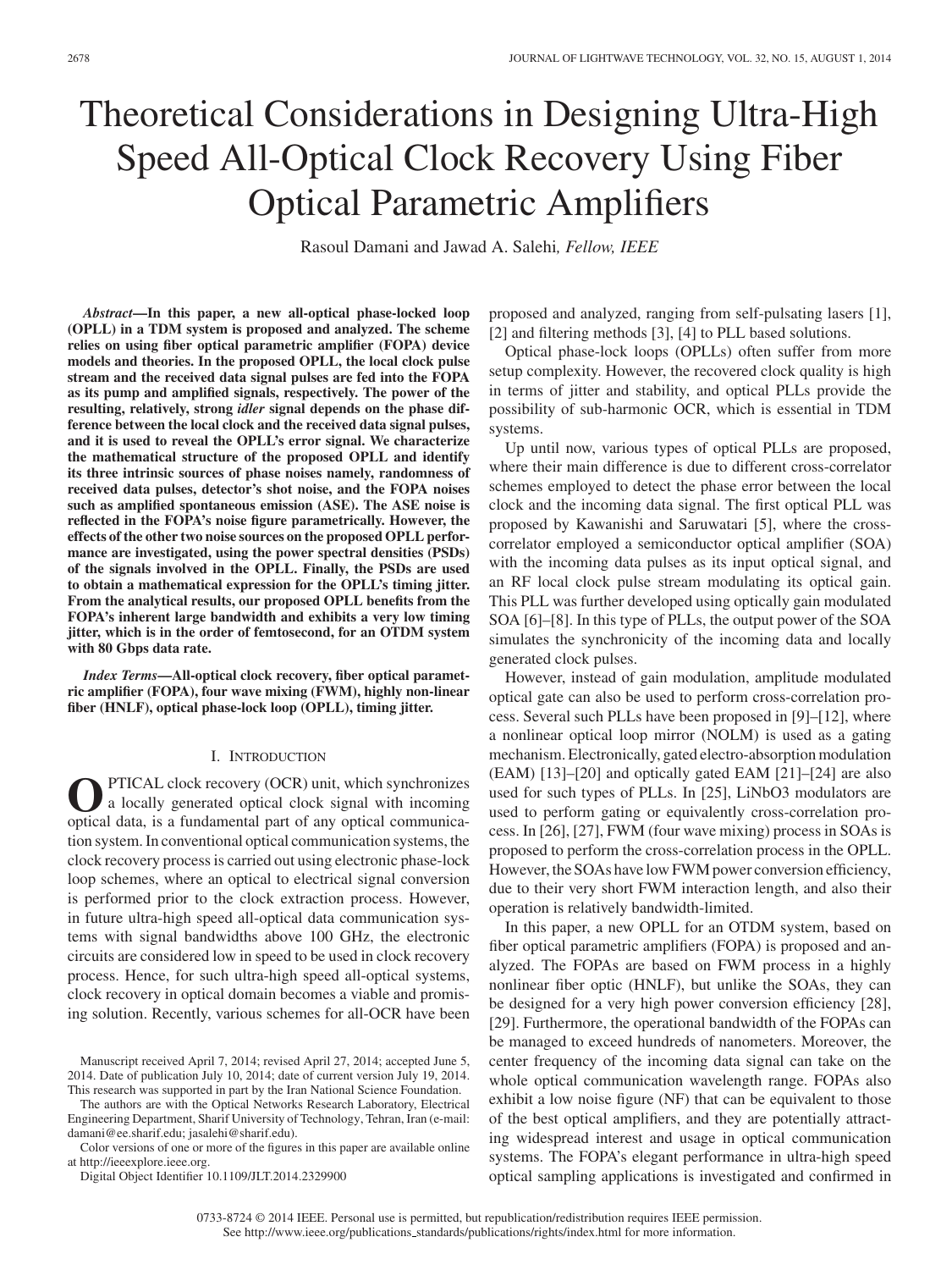# Theoretical Considerations in Designing Ultra-High Speed All-Optical Clock Recovery Using Fiber Optical Parametric Amplifiers

Rasoul Damani and Jawad A. Salehi, *Fellow, IEEE*

***Abstract*—In this paper, a new all-optical phase-locked loop (OPLL) in a TDM system is proposed and analyzed. The scheme relies on using fiber optical parametric amplifier (FOPA) device models and theories. In the proposed OPLL, the local clock pulse stream and the received data signal pulses are fed into the FOPA as its pump and amplified signals, respectively. The power of the resulting, relatively, strong *idler* signal depends on the phase difference between the local clock and the received data signal pulses, and it is used to reveal the OPLL's error signal. We characterize the mathematical structure of the proposed OPLL and identify its three intrinsic sources of phase noises namely, randomness of received data pulses, detector's shot noise, and the FOPA noises such as amplified spontaneous emission (ASE). The ASE noise is reflected in the FOPA's noise figure parametrically. However, the effects of the other two noise sources on the proposed OPLL performance are investigated, using the power spectral densities (PSDs) of the signals involved in the OPLL. Finally, the PSDs are used to obtain a mathematical expression for the OPLL's timing jitter. From the analytical results, our proposed OPLL benefits from the FOPA's inherent large bandwidth and exhibits a very low timing jitter, which is in the order of femtosecond, for an OTDM system with 80 Gbps data rate.**

***Index Terms*—All-optical clock recovery, fiber optical parametric amplifier (FOPA), four wave mixing (FWM), highly non-linear fiber (HNLF), optical phase-lock loop (OPLL), timing jitter.**

## I. Introduction

Optical clock recovery (OCR) unit, which synchronizes a locally generated optical clock signal with incoming optical data, is a fundamental part of any optical communication system. In conventional optical communication systems, the clock recovery process is carried out using electronic phase-lock loop schemes, where an optical to electrical signal conversion is performed prior to the clock extraction process. However, in future ultra-high speed all-optical data communication systems with signal bandwidths above 100 GHz, the electronic circuits are considered low in speed to be used in clock recovery process. Hence, for such ultra-high speed all-optical systems, clock recovery in optical domain becomes a viable and promising solution. Recently, various schemes for all-OCR have been proposed and analyzed, ranging from self-pulsating lasers [1], [2] and filtering methods [3], [4] to PLL based solutions.

Optical phase-lock loops (OPLLs) often suffer from more setup complexity. However, the recovered clock quality is high in terms of jitter and stability, and optical PLLs provide the possibility of sub-harmonic OCR, which is essential in TDM systems.

Up until now, various types of optical PLLs are proposed, where their main difference is due to different cross-correlator schemes employed to detect the phase error between the local clock and the incoming data signal. The first optical PLL was proposed by Kawanishi and Saruwatari [5], where the cross-correlator employed a semiconductor optical amplifier (SOA) with the incoming data pulses as its input optical signal, and an RF local clock pulse stream modulating its optical gain. This PLL was further developed using optically gain modulated SOA [6]–[8]. In this type of PLLs, the output power of the SOA simulates the synchronicity of the incoming data and locally generated clock pulses.

However, instead of gain modulation, amplitude modulated optical gate can also be used to perform cross-correlation process. Several such PLLs have been proposed in [9]–[12], where a nonlinear optical loop mirror (NOLM) is used as a gating mechanism. Electronically, gated electro-absorption modulation (EAM) [13]–[20] and optically gated EAM [21]–[24] are also used for such types of PLLs. In [25], LiNbO3 modulators are used to perform gating or equivalently cross-correlation process. In [26], [27], FWM (four wave mixing) process in SOAs is proposed to perform the cross-correlation process in the OPLL. However, the SOAs have low FWM power conversion efficiency, due to their very short FWM interaction length, and also their operation is relatively bandwidth-limited.

In this paper, a new OPLL for an OTDM system, based on fiber optical parametric amplifiers (FOPA) is proposed and analyzed. The FOPAs are based on FWM process in a highly nonlinear fiber optic (HNLF), but unlike the SOAs, they can be designed for a very high power conversion efficiency [28], [29]. Furthermore, the operational bandwidth of the FOPAs can be managed to exceed hundreds of nanometers. Moreover, the center frequency of the incoming data signal can take on the whole optical communication wavelength range. FOPAs also exhibit a low noise figure (NF) that can be equivalent to those of the best optical amplifiers, and they are potentially attracting widespread interest and usage in optical communication systems. The FOPA's elegant performance in ultra-high speed optical sampling applications is investigated and confirmed in

Manuscript received April 7, 2014; revised April 27, 2014; accepted June 5, 2014. Date of publication July 10, 2014; date of current version July 19, 2014. This research was supported in part by the Iran National Science Foundation.

The authors are with the Optical Networks Research Laboratory, Electrical Engineering Department, Sharif University of Technology, Tehran, Iran (e-mail: damani@ee.sharif.edu; jasalehi@sharif.edu).

Color versions of one or more of the figures in this paper are available online at http://ieeexplore.ieee.org.

Digital Object Identifier 10.1109/JLT.2014.2329900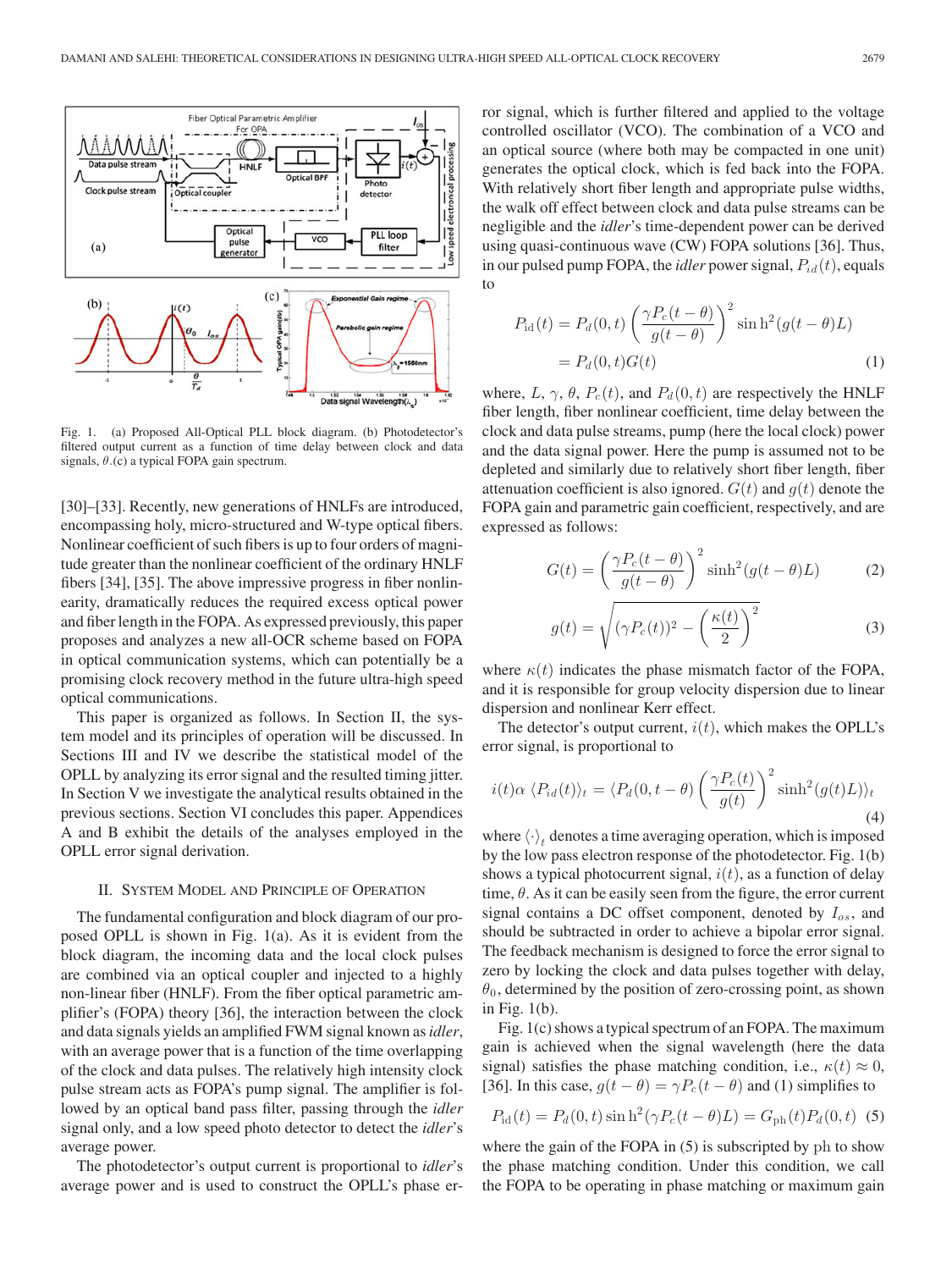Fiber Optical Parametric Amplifier

For OPA

Data pulse stream

Clock pulse stream

HNLF

Optical BPF

Optical coupler

Photo detector

$I_{os}$

$i(t)$

Low speed electronical processing

Optical pulse generator

VCO

PLL loop filter

(a)

(b)

$i(t)$

$\theta_0$

$I_{os}$

$\frac{\theta}{T_d}$

(c)

Exponential Gain regime

Parabolic gain regime

Typical OPA gain(db)

$\lambda_p$=1550nm

Data signal Wavelength($\lambda_s$)

Fig. 1. (a) Proposed All-Optical PLL block diagram. (b) Photodetector's filtered output current as a function of time delay between clock and data signals, $\theta$.(c) a typical FOPA gain spectrum.

[30]–[33]. Recently, new generations of HNLFs are introduced, encompassing holy, micro-structured and W-type optical fibers. Nonlinear coefficient of such fibers is up to four orders of magnitude greater than the nonlinear coefficient of the ordinary HNLF fibers [34], [35]. The above impressive progress in fiber nonlinearity, dramatically reduces the required excess optical power and fiber length in the FOPA. As expressed previously, this paper proposes and analyzes a new all-OCR scheme based on FOPA in optical communication systems, which can potentially be a promising clock recovery method in the future ultra-high speed optical communications.

This paper is organized as follows. In Section II, the system model and its principles of operation will be discussed. In Sections III and IV we describe the statistical model of the OPLL by analyzing its error signal and the resulted timing jitter. In Section V we investigate the analytical results obtained in the previous sections. Section VI concludes this paper. Appendices A and B exhibit the details of the analyses employed in the OPLL error signal derivation.

## II. System Model and Principle of Operation

The fundamental configuration and block diagram of our proposed OPLL is shown in Fig. 1(a). As it is evident from the block diagram, the incoming data and the local clock pulses are combined via an optical coupler and injected to a highly non-linear fiber (HNLF). From the fiber optical parametric amplifier's (FOPA) theory [36], the interaction between the clock and data signals yields an amplified FWM signal known as *idler*, with an average power that is a function of the time overlapping of the clock and data pulses. The relatively high intensity clock pulse stream acts as FOPA's pump signal. The amplifier is followed by an optical band pass filter, passing through the *idler* signal only, and a low speed photo detector to detect the *idler*'s average power.

The photodetector's output current is proportional to *idler*'s average power and is used to construct the OPLL's phase error signal, which is further filtered and applied to the voltage controlled oscillator (VCO). The combination of a VCO and an optical source (where both may be compacted in one unit) generates the optical clock, which is fed back into the FOPA. With relatively short fiber length and appropriate pulse widths, the walk off effect between clock and data pulse streams can be negligible and the *idler*'s time-dependent power can be derived using quasi-continuous wave (CW) FOPA solutions [36]. Thus, in our pulsed pump FOPA, the *idler* power signal, $P_{id}(t)$, equals to

$$P_{\rm id}(t) = P_d(0,t)\left(\frac{\gamma P_c(t-\theta)}{g(t-\theta)}\right)^2 \sinh^2(g(t-\theta)L) = P_d(0,t)G(t) \tag{1}$$

where, $L$, $\gamma$, $\theta$, $P_c(t)$, and $P_d(0,t)$ are respectively the HNLF fiber length, fiber nonlinear coefficient, time delay between the clock and data pulse streams, pump (here the local clock) power and the data signal power. Here the pump is assumed not to be depleted and similarly due to relatively short fiber length, fiber attenuation coefficient is also ignored. $G(t)$ and $g(t)$ denote the FOPA gain and parametric gain coefficient, respectively, and are expressed as follows:

$$G(t) = \left(\frac{\gamma P_c(t-\theta)}{g(t-\theta)}\right)^2 \sinh^2(g(t-\theta)L) \tag{2}$$

$$g(t) = \sqrt{(\gamma P_c(t))^2 - \left(\frac{\kappa(t)}{2}\right)^2} \tag{3}$$

where $\kappa(t)$ indicates the phase mismatch factor of the FOPA, and it is responsible for group velocity dispersion due to linear dispersion and nonlinear Kerr effect.

The detector's output current, $i(t)$, which makes the OPLL's error signal, is proportional to

$$i(t)\alpha\ \langle P_{id}(t)\rangle_t = \left\langle P_d(0,t-\theta)\left(\frac{\gamma P_c(t)}{g(t)}\right)^2 \sinh^2(g(t)L)\right\rangle_t \tag{4}$$

where $\langle\cdot\rangle_t$ denotes a time averaging operation, which is imposed by the low pass electron response of the photodetector. Fig. 1(b) shows a typical photocurrent signal, $i(t)$, as a function of delay time, $\theta$. As it can be easily seen from the figure, the error current signal contains a DC offset component, denoted by $I_{os}$, and should be subtracted in order to achieve a bipolar error signal. The feedback mechanism is designed to force the error signal to zero by locking the clock and data pulses together with delay, $\theta_0$, determined by the position of zero-crossing point, as shown in Fig. 1(b).

Fig. 1(c) shows a typical spectrum of an FOPA. The maximum gain is achieved when the signal wavelength (here the data signal) satisfies the phase matching condition, i.e., $\kappa(t) \approx 0$, [36]. In this case, $g(t-\theta) = \gamma P_c(t-\theta)$ and (1) simplifies to

$$P_{\rm id}(t) = P_d(0,t)\sinh^2(\gamma P_c(t-\theta)L) = G_{\rm ph}(t)P_d(0,t) \tag{5}$$

where the gain of the FOPA in (5) is subscripted by ph to show the phase matching condition. Under this condition, we call the FOPA to be operating in phase matching or maximum gain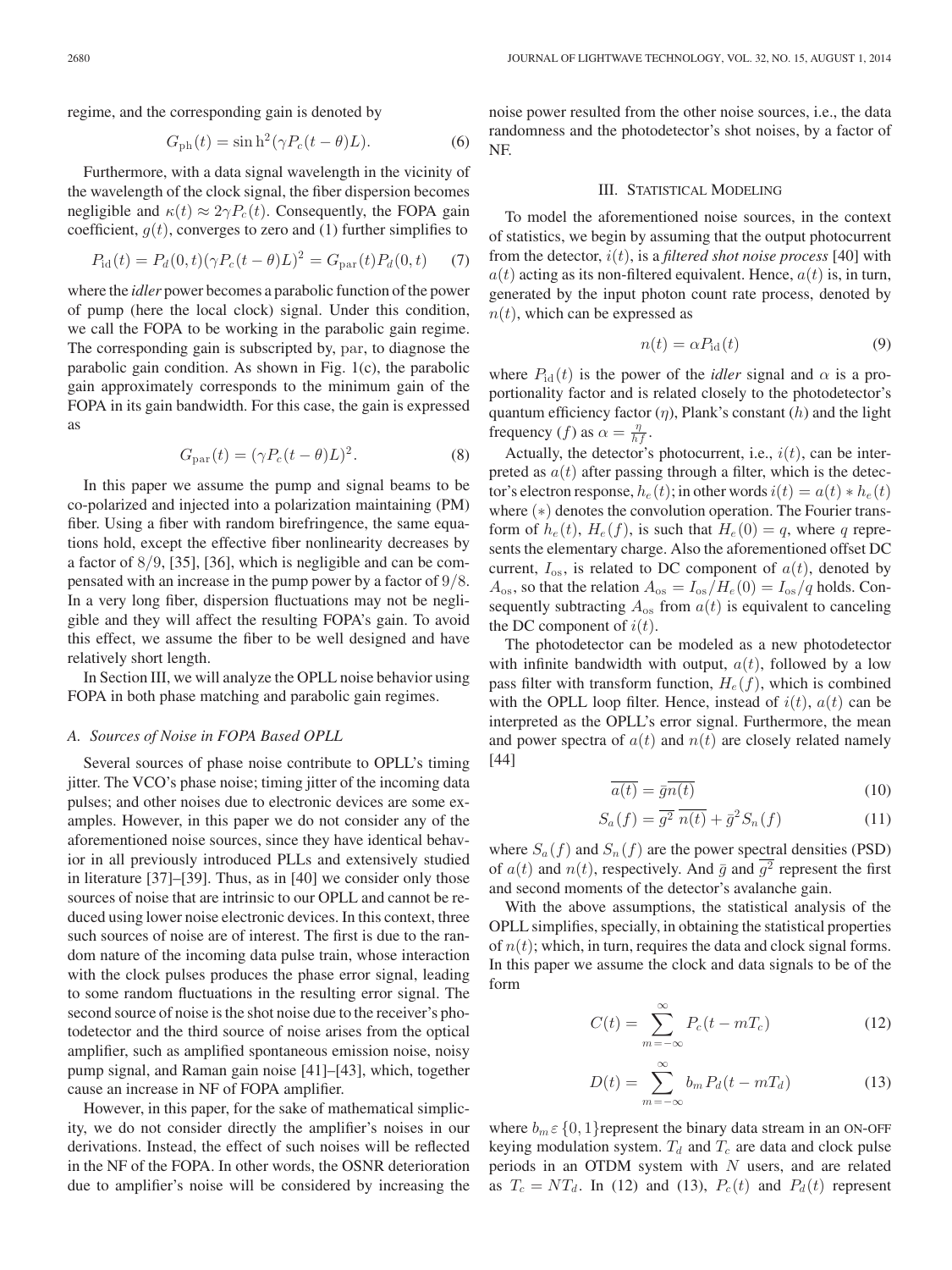regime, and the corresponding gain is denoted by

$$G_{\rm ph}(t) = \sin{\rm h}^2(\gamma P_c(t-\theta)L). \tag{6}$$

Furthermore, with a data signal wavelength in the vicinity of the wavelength of the clock signal, the fiber dispersion becomes negligible and $\kappa(t) \approx 2\gamma P_c(t)$. Consequently, the FOPA gain coefficient, $g(t)$, converges to zero and (1) further simplifies to

$$P_{\rm id}(t) = P_d(0,t)(\gamma P_c(t-\theta)L)^2 = G_{\rm par}(t)P_d(0,t) \tag{7}$$

where the *idler* power becomes a parabolic function of the power of pump (here the local clock) signal. Under this condition, we call the FOPA to be working in the parabolic gain regime. The corresponding gain is subscripted by, par, to diagnose the parabolic gain condition. As shown in Fig. 1(c), the parabolic gain approximately corresponds to the minimum gain of the FOPA in its gain bandwidth. For this case, the gain is expressed as

$$G_{\rm par}(t) = (\gamma P_c(t-\theta)L)^2. \tag{8}$$

In this paper we assume the pump and signal beams to be co-polarized and injected into a polarization maintaining (PM) fiber. Using a fiber with random birefringence, the same equations hold, except the effective fiber nonlinearity decreases by a factor of 8/9, [35], [36], which is negligible and can be compensated with an increase in the pump power by a factor of 9/8. In a very long fiber, dispersion fluctuations may not be negligible and they will affect the resulting FOPA's gain. To avoid this effect, we assume the fiber to be well designed and have relatively short length.

In Section III, we will analyze the OPLL noise behavior using FOPA in both phase matching and parabolic gain regimes.

### A. Sources of Noise in FOPA Based OPLL

Several sources of phase noise contribute to OPLL's timing jitter. The VCO's phase noise; timing jitter of the incoming data pulses; and other noises due to electronic devices are some examples. However, in this paper we do not consider any of the aforementioned noise sources, since they have identical behavior in all previously introduced PLLs and extensively studied in literature [37]–[39]. Thus, as in [40] we consider only those sources of noise that are intrinsic to our OPLL and cannot be reduced using lower noise electronic devices. In this context, three such sources of noise are of interest. The first is due to the random nature of the incoming data pulse train, whose interaction with the clock pulses produces the phase error signal, leading to some random fluctuations in the resulting error signal. The second source of noise is the shot noise due to the receiver's photodetector and the third source of noise arises from the optical amplifier, such as amplified spontaneous emission noise, noisy pump signal, and Raman gain noise [41]–[43], which, together cause an increase in NF of FOPA amplifier.

However, in this paper, for the sake of mathematical simplicity, we do not consider directly the amplifier's noises in our derivations. Instead, the effect of such noises will be reflected in the NF of the FOPA. In other words, the OSNR deterioration due to amplifier's noise will be considered by increasing the noise power resulted from the other noise sources, i.e., the data randomness and the photodetector's shot noises, by a factor of NF.

## III. Statistical Modeling

To model the aforementioned noise sources, in the context of statistics, we begin by assuming that the output photocurrent from the detector, $i(t)$, is a *filtered shot noise process* [40] with $a(t)$ acting as its non-filtered equivalent. Hence, $a(t)$ is, in turn, generated by the input photon count rate process, denoted by $n(t)$, which can be expressed as

$$n(t) = \alpha P_{\rm id}(t) \tag{9}$$

where $P_{\rm id}(t)$ is the power of the *idler* signal and $\alpha$ is a proportionality factor and is related closely to the photodetector's quantum efficiency factor ($\eta$), Plank's constant ($h$) and the light frequency ($f$) as $\alpha = \frac{\eta}{hf}$.

Actually, the detector's photocurrent, i.e., $i(t)$, can be interpreted as $a(t)$ after passing through a filter, which is the detector's electron response, $h_e(t)$; in other words $i(t) = a(t) * h_e(t)$ where ($*$) denotes the convolution operation. The Fourier transform of $h_e(t)$, $H_e(f)$, is such that $H_e(0) = q$, where $q$ represents the elementary charge. Also the aforementioned offset DC current, $I_{\rm os}$, is related to DC component of $a(t)$, denoted by $A_{\rm os}$, so that the relation $A_{\rm os} = I_{\rm os}/H_e(0) = I_{\rm os}/q$ holds. Consequently subtracting $A_{\rm os}$ from $a(t)$ is equivalent to canceling the DC component of $i(t)$.

The photodetector can be modeled as a new photodetector with infinite bandwidth with output, $a(t)$, followed by a low pass filter with transform function, $H_e(f)$, which is combined with the OPLL loop filter. Hence, instead of $i(t)$, $a(t)$ can be interpreted as the OPLL's error signal. Furthermore, the mean and power spectra of $a(t)$ and $n(t)$ are closely related namely [44]

$$\overline{a(t)} = \bar{g}\overline{n(t)} \tag{10}$$

$$S_a(f) = \overline{g^2}\ \overline{n(t)} + \bar{g}^2 S_n(f) \tag{11}$$

where $S_a(f)$ and $S_n(f)$ are the power spectral densities (PSD) of $a(t)$ and $n(t)$, respectively. And $\bar{g}$ and $\overline{g^2}$ represent the first and second moments of the detector's avalanche gain.

With the above assumptions, the statistical analysis of the OPLL simplifies, specially, in obtaining the statistical properties of $n(t)$; which, in turn, requires the data and clock signal forms. In this paper we assume the clock and data signals to be of the form

$$C(t) = \sum_{m=-\infty}^{\infty} P_c(t - mT_c) \tag{12}$$

$$D(t) = \sum_{m=-\infty}^{\infty} b_m P_d(t - mT_d) \tag{13}$$

where $b_m \varepsilon \{0,1\}$ represent the binary data stream in an ON-OFF keying modulation system. $T_d$ and $T_c$ are data and clock pulse periods in an OTDM system with $N$ users, and are related as $T_c = NT_d$. In (12) and (13), $P_c(t)$ and $P_d(t)$ represent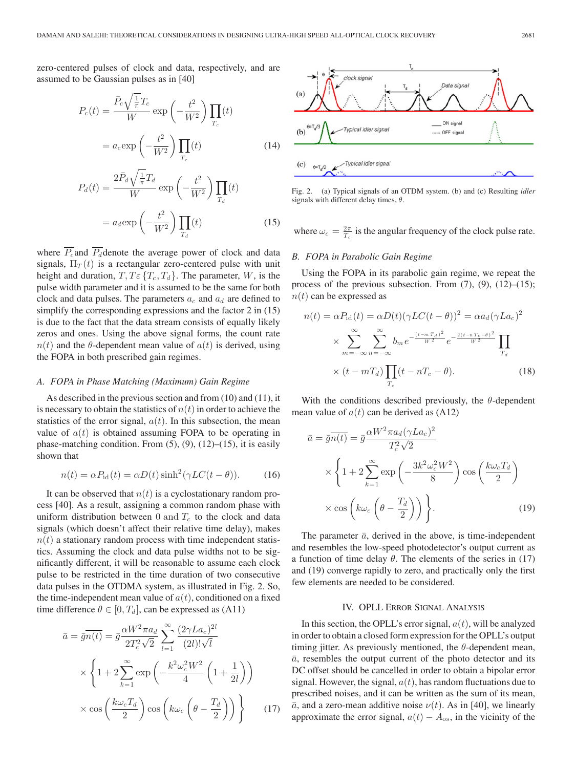zero-centered pulses of clock and data, respectively, and are assumed to be Gaussian pulses as in [40]

$$P_c(t) = \frac{\bar{P}_c\sqrt{\frac{1}{\pi}}T_c}{W}\exp\left(-\frac{t^2}{W^2}\right)\prod_{T_c}(t) = a_c\exp\left(-\frac{t^2}{W^2}\right)\prod_{T_c}(t) \quad (14)$$

$$P_d(t) = \frac{2\bar{P}_d\sqrt{\frac{1}{\pi}}T_d}{W}\exp\left(-\frac{t^2}{W^2}\right)\prod_{T_d}(t) = a_d\exp\left(-\frac{t^2}{W^2}\right)\prod_{T_d}(t) \quad (15)$$

where $\overline{P_c}$ and $\overline{P_d}$ denote the average power of clock and data signals, $\Pi_T(t)$ is a rectangular zero-centered pulse with unit height and duration, $T, T\varepsilon\{T_c, T_d\}$. The parameter, $W$, is the pulse width parameter and it is assumed to be the same for both clock and data pulses. The parameters $a_c$ and $a_d$ are defined to simplify the corresponding expressions and the factor 2 in (15) is due to the fact that the data stream consists of equally likely zeros and ones. Using the above signal forms, the count rate $n(t)$ and the $\theta$-dependent mean value of $a(t)$ is derived, using the FOPA in both prescribed gain regimes.

### A. FOPA in Phase Matching (Maximum) Gain Regime

As described in the previous section and from (10) and (11), it is necessary to obtain the statistics of $n(t)$ in order to achieve the statistics of the error signal, $a(t)$. In this subsection, the mean value of $a(t)$ is obtained assuming FOPA to be operating in phase-matching condition. From (5), (9), (12)–(15), it is easily shown that

$$n(t) = \alpha P_{\text{id}}(t) = \alpha D(t)\sinh^2(\gamma LC(t-\theta)). \quad (16)$$

It can be observed that $n(t)$ is a cyclostationary random process [40]. As a result, assigning a common random phase with uniform distribution between 0 and $T_c$ to the clock and data signals (which doesn't affect their relative time delay), makes $n(t)$ a stationary random process with time independent statistics. Assuming the clock and data pulse widths not to be significantly different, it will be reasonable to assume each clock pulse to be restricted in the time duration of two consecutive data pulses in the OTDMA system, as illustrated in Fig. 2. So, the time-independent mean value of $a(t)$, conditioned on a fixed time difference $\theta \in [0, T_d]$, can be expressed as (A11)

$$\bar{a} = \bar{g}\overline{n(t)} = \bar{g}\frac{\alpha W^2\pi a_d}{2T_c^2\sqrt{2}}\sum_{l=1}^{\infty}\frac{(2\gamma La_c)^{2l}}{(2l)!\sqrt{l}} \times\left\{1 + 2\sum_{k=1}^{\infty}\exp\left(-\frac{k^2\omega_c^2W^2}{4}\left(1+\frac{1}{2l}\right)\right)\times\cos\left(\frac{k\omega_cT_d}{2}\right)\cos\left(k\omega_c\left(\theta - \frac{T_d}{2}\right)\right)\right\} \quad (17)$$

Fig. 2. (a) Typical signals of an OTDM system. (b) and (c) Resulting *idler* signals with different delay times, $\theta$.

where $\omega_c = \frac{2\pi}{T_c}$ is the angular frequency of the clock pulse rate.

### B. FOPA in Parabolic Gain Regime

Using the FOPA in its parabolic gain regime, we repeat the process of the previous subsection. From (7), (9), (12)–(15); $n(t)$ can be expressed as

$$n(t) = \alpha P_{\text{id}}(t) = \alpha D(t)(\gamma LC(t-\theta))^2 = \alpha a_d(\gamma La_c)^2 \times\sum_{m=-\infty}^{\infty}\sum_{n=-\infty}^{\infty}b_m e^{-\frac{(t-mT_d)^2}{W^2}}e^{-\frac{2(t-nT_c-\theta)^2}{W^2}}\prod_{T_d}(t-mT_d)\prod_{T_c}(t-nT_c-\theta). \quad (18)$$

With the conditions described previously, the $\theta$-dependent mean value of $a(t)$ can be derived as (A12)

$$\bar{a} = \bar{g}\overline{n(t)} = \bar{g}\frac{\alpha W^2\pi a_d(\gamma La_c)^2}{T_c^2\sqrt{2}} \times\left\{1 + 2\sum_{k=1}^{\infty}\exp\left(-\frac{3k^2\omega_c^2W^2}{8}\right)\cos\left(\frac{k\omega_cT_d}{2}\right)\times\cos\left(k\omega_c\left(\theta-\frac{T_d}{2}\right)\right)\right\}. \quad (19)$$

The parameter $\bar{a}$, derived in the above, is time-independent and resembles the low-speed photodetector's output current as a function of time delay $\theta$. The elements of the series in (17) and (19) converge rapidly to zero, and practically only the first few elements are needed to be considered.

## IV. OPLL Error Signal Analysis

In this section, the OPLL's error signal, $a(t)$, will be analyzed in order to obtain a closed form expression for the OPLL's output timing jitter. As previously mentioned, the $\theta$-dependent mean, $\bar{a}$, resembles the output current of the photo detector and its DC offset should be cancelled in order to obtain a bipolar error signal. However, the signal, $a(t)$, has random fluctuations due to prescribed noises, and it can be written as the sum of its mean, $\bar{a}$, and a zero-mean additive noise $\nu(t)$. As in [40], we linearly approximate the error signal, $a(t) - A_{\text{os}}$, in the vicinity of the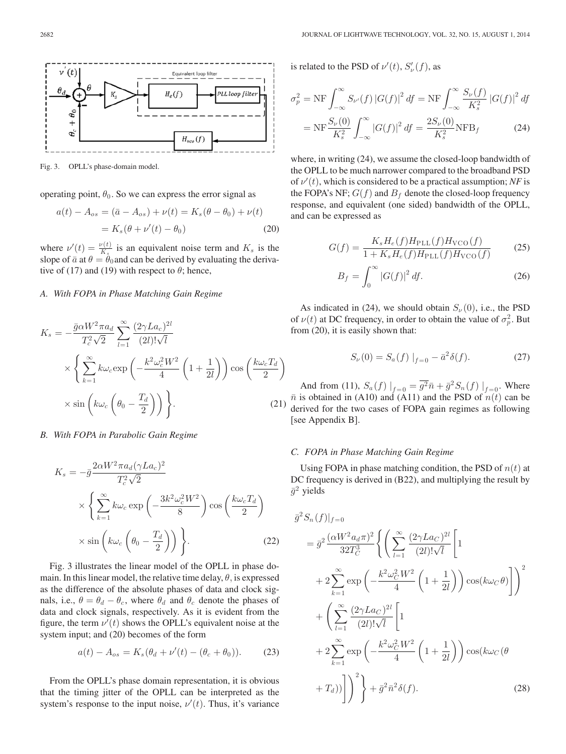Fig. 3. OPLL's phase-domain model.

operating point, $\theta_0$. So we can express the error signal as

$$a(t) - A_{os} = (\bar{a} - A_{os}) + \nu(t) = K_s(\theta - \theta_0) + \nu(t) = K_s(\theta + \nu'(t) - \theta_0) \tag{20}$$

where $\nu'(t) = \frac{\nu(t)}{K_s}$ is an equivalent noise term and $K_s$ is the slope of $\bar{a}$ at $\theta = \theta_0$ and can be derived by evaluating the derivative of (17) and (19) with respect to $\theta$; hence,

### A. With FOPA in Phase Matching Gain Regime

$$K_s = -\frac{\bar{g}\alpha W^2 \pi a_d}{T_c^2\sqrt{2}} \sum_{l=1}^{\infty} \frac{(2\gamma L a_c)^{2l}}{(2l)!\sqrt{l}} \times \left\{ \sum_{k=1}^{\infty} k\omega_c \exp\left(-\frac{k^2\omega_c^2 W^2}{4}\left(1+\frac{1}{2l}\right)\right)\cos\left(\frac{k\omega_c T_d}{2}\right) \times \sin\left(k\omega_c\left(\theta_0 - \frac{T_d}{2}\right)\right)\right\}. \tag{21}$$

### B. With FOPA in Parabolic Gain Regime

$$K_s = -\bar{g}\frac{2\alpha W^2 \pi a_d (\gamma L a_c)^2}{T_c^2\sqrt{2}} \times \left\{ \sum_{k=1}^{\infty} k\omega_c \exp\left(-\frac{3k^2\omega_c^2 W^2}{8}\right)\cos\left(\frac{k\omega_c T_d}{2}\right) \times \sin\left(k\omega_c\left(\theta_0 - \frac{T_d}{2}\right)\right)\right\}. \tag{22}$$

Fig. 3 illustrates the linear model of the OPLL in phase domain. In this linear model, the relative time delay, $\theta$, is expressed as the difference of the absolute phases of data and clock signals, i.e., $\theta = \theta_d - \theta_c$, where $\theta_d$ and $\theta_c$ denote the phases of data and clock signals, respectively. As it is evident from the figure, the term $\nu'(t)$ shows the OPLL's equivalent noise at the system input; and (20) becomes of the form

$$a(t) - A_{os} = K_s(\theta_d + \nu'(t) - (\theta_c + \theta_0)). \tag{23}$$

From the OPLL's phase domain representation, it is obvious that the timing jitter of the OPLL can be interpreted as the system's response to the input noise, $\nu'(t)$. Thus, it's variance is related to the PSD of $\nu'(t)$, $S'_\nu(f)$, as

$$\sigma_p^2 = \mathrm{NF}\int_{-\infty}^{\infty} S_{\nu'}(f)\,|G(f)|^2\,df = \mathrm{NF}\int_{-\infty}^{\infty} \frac{S_\nu(f)}{K_s^2}\,|G(f)|^2\,df = \mathrm{NF}\frac{S_\nu(0)}{K_s^2}\int_{-\infty}^{\infty}|G(f)|^2\,df = \frac{2S_\nu(0)}{K_s^2}\mathrm{NFB}_f \tag{24}$$

where, in writing (24), we assume the closed-loop bandwidth of the OPLL to be much narrower compared to the broadband PSD of $\nu'(t)$, which is considered to be a practical assumption; *NF* is the FOPA's NF; $G(f)$ and $B_f$ denote the closed-loop frequency response, and equivalent (one sided) bandwidth of the OPLL, and can be expressed as

$$G(f) = \frac{K_s H_e(f) H_{\mathrm{PLL}}(f) H_{\mathrm{VCO}}(f)}{1 + K_s H_e(f) H_{\mathrm{PLL}}(f) H_{\mathrm{VCO}}(f)} \tag{25}$$

$$B_f = \int_0^{\infty} |G(f)|^2\,df. \tag{26}$$

As indicated in (24), we should obtain $S_\nu(0)$, i.e., the PSD of $\nu(t)$ at DC frequency, in order to obtain the value of $\sigma_p^2$. But from (20), it is easily shown that:

$$S_\nu(0) = S_a(f)\,|_{f=0} - \bar{a}^2\delta(f). \tag{27}$$

And from (11), $S_a(f)\,|_{f=0} = \overline{g^2}\bar{n} + \bar{g}^2 S_n(f)\,|_{f=0}$. Where $\bar{n}$ is obtained in (A10) and (A11) and the PSD of $n(t)$ can be derived for the two cases of FOPA gain regimes as following [see Appendix B].

### C. FOPA in Phase Matching Gain Regime

Using FOPA in phase matching condition, the PSD of $n(t)$ at DC frequency is derived in (B22), and multiplying the result by $\bar{g}^2$ yields

$$\bar{g}^2 S_n(f)|_{f=0} = \bar{g}^2\frac{(\alpha W^2 a_d \pi)^2}{32T_C^3}\left\{\left(\sum_{l=1}^{\infty}\frac{(2\gamma L a_C)^{2l}}{(2l)!\sqrt{l}}\left[1 + 2\sum_{k=1}^{\infty}\exp\left(-\frac{k^2\omega_C^2 W^2}{4}\left(1+\frac{1}{2l}\right)\right)\cos(k\omega_C\theta)\right]\right)^2 + \left(\sum_{l=1}^{\infty}\frac{(2\gamma L a_C)^{2l}}{(2l)!\sqrt{l}}\left[1 + 2\sum_{k=1}^{\infty}\exp\left(-\frac{k^2\omega_C^2 W^2}{4}\left(1+\frac{1}{2l}\right)\right)\cos(k\omega_C(\theta + T_d))\right]\right)^2\right\} + \bar{g}^2\bar{n}^2\delta(f). \tag{28}$$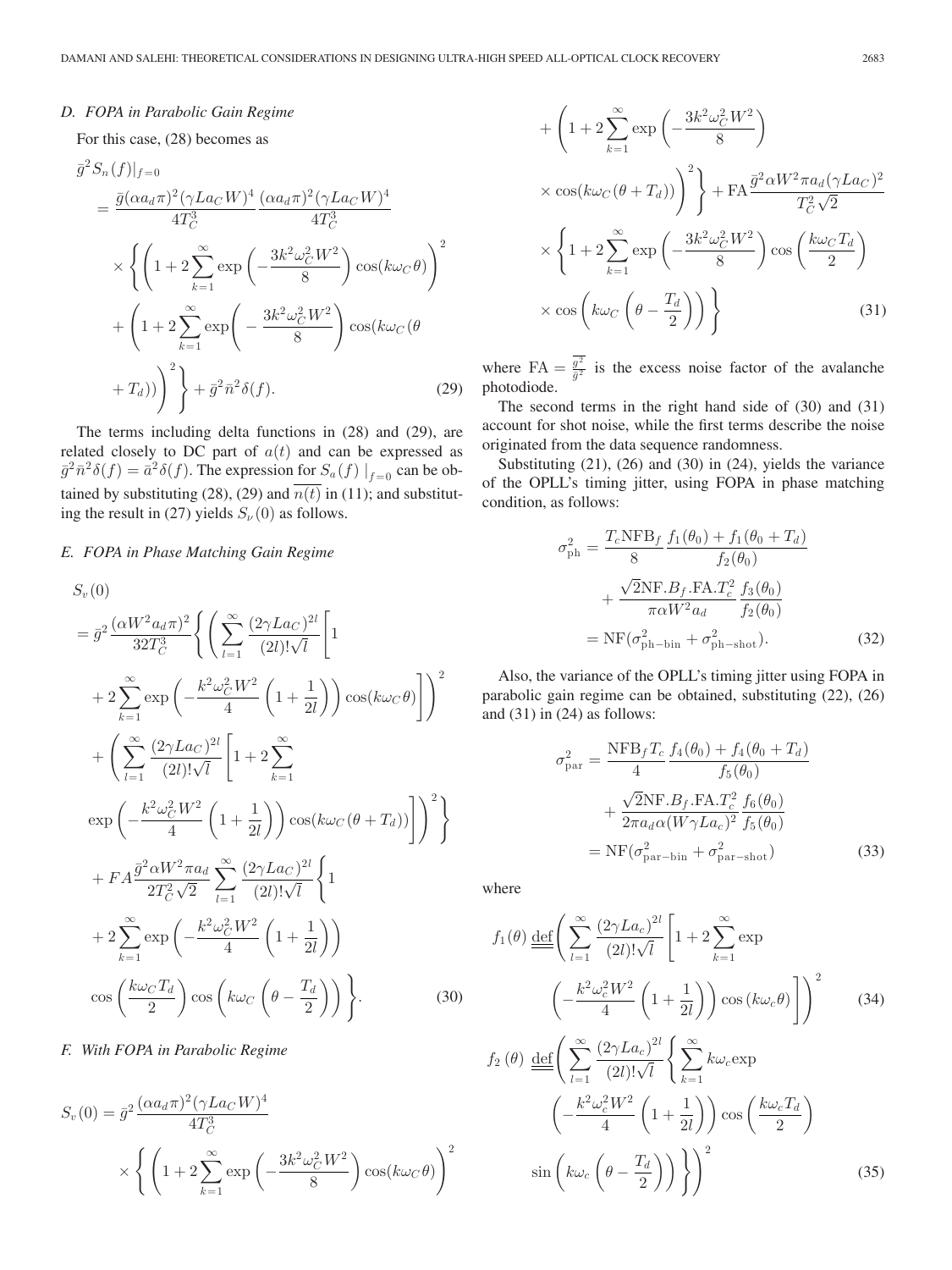### D. FOPA in Parabolic Gain Regime

For this case, (28) becomes as

$$
\begin{aligned}
\bar{g}^2 S_n(f)|_{f=0}
&= \frac{\bar{g}(\alpha a_d \pi)^2(\gamma L a_C W)^4}{4T_C^3}\frac{(\alpha a_d \pi)^2(\gamma L a_C W)^4}{4T_C^3} \\
&\quad \times \left\{ \left(1 + 2\sum_{k=1}^{\infty} \exp\left(-\frac{3k^2\omega_C^2 W^2}{8}\right)\cos(k\omega_C \theta)\right)^2 \right. \\
&\quad + \left(1 + 2\sum_{k=1}^{\infty} \exp\left(-\frac{3k^2\omega_C^2 W^2}{8}\right)\cos(k\omega_C(\theta \right. \\
&\quad \left.\left. + T_d))\right)^2 \right\} + \bar{g}^2\bar{n}^2\delta(f). \qquad (29)
\end{aligned}
$$

The terms including delta functions in (28) and (29), are related closely to DC part of $a(t)$ and can be expressed as $\bar{g}^2\bar{n}^2\delta(f) = \bar{a}^2\delta(f)$. The expression for $S_a(f)\,|_{f=0}$ can be obtained by substituting (28), (29) and $\overline{n(t)}$ in (11); and substituting the result in (27) yields $S_\nu(0)$ as follows.

### E. FOPA in Phase Matching Gain Regime

$$
\begin{aligned}
S_v(0)
&= \bar{g}^2\frac{(\alpha W^2 a_d \pi)^2}{32T_C^3}\left\{\left(\sum_{l=1}^{\infty}\frac{(2\gamma L a_C)^{2l}}{(2l)!\sqrt{l}}\left[1\right.\right.\right. \\
&\quad \left.\left. + 2\sum_{k=1}^{\infty}\exp\left(-\frac{k^2\omega_C^2 W^2}{4}\left(1+\frac{1}{2l}\right)\right)\cos(k\omega_C\theta\right]\right)^2 \\
&\quad + \left(\sum_{l=1}^{\infty}\frac{(2\gamma L a_C)^{2l}}{(2l)!\sqrt{l}}\left[1 + 2\sum_{k=1}^{\infty}\right.\right. \\
&\quad \left.\left.\left.\exp\left(-\frac{k^2\omega_C^2 W^2}{4}\left(1+\frac{1}{2l}\right)\right)\cos(k\omega_C(\theta+T_d))\right]\right)^2\right\} \\
&\quad + FA\frac{\bar{g}^2\alpha W^2\pi a_d}{2T_C^2\sqrt{2}}\sum_{l=1}^{\infty}\frac{(2\gamma L a_C)^{2l}}{(2l)!\sqrt{l}}\left\{1\right. \\
&\quad + 2\sum_{k=1}^{\infty}\exp\left(-\frac{k^2\omega_C^2 W^2}{4}\left(1+\frac{1}{2l}\right)\right) \\
&\quad \left.\cos\left(\frac{k\omega_C T_d}{2}\right)\cos\left(k\omega_C\left(\theta-\frac{T_d}{2}\right)\right)\right\}. \qquad (30)
\end{aligned}
$$

### F. With FOPA in Parabolic Regime

$$
\begin{aligned}
S_v(0) &= \bar{g}^2\frac{(\alpha a_d \pi)^2(\gamma L a_C W)^4}{4T_C^3} \\
&\quad \times \left\{\left(1 + 2\sum_{k=1}^{\infty}\exp\left(-\frac{3k^2\omega_C^2 W^2}{8}\right)\cos(k\omega_C\theta)\right)^2\right. \\
&\quad + \left(1 + 2\sum_{k=1}^{\infty}\exp\left(-\frac{3k^2\omega_C^2 W^2}{8}\right)\right. \\
&\quad \left.\left.\times\cos(k\omega_C(\theta+T_d))\right)^2\right\} + \mathrm{FA}\frac{\bar{g}^2\alpha W^2\pi a_d(\gamma L a_C)^2}{T_C^2\sqrt{2}} \\
&\quad \times\left\{1 + 2\sum_{k=1}^{\infty}\exp\left(-\frac{3k^2\omega_C^2 W^2}{8}\right)\cos\left(\frac{k\omega_C T_d}{2}\right)\right. \\
&\quad \left.\times\cos\left(k\omega_C\left(\theta-\frac{T_d}{2}\right)\right)\right\} \qquad (31)
\end{aligned}
$$

where $\mathrm{FA} = \frac{\overline{g^2}}{\bar{g}^2}$ is the excess noise factor of the avalanche photodiode.

The second terms in the right hand side of (30) and (31) account for shot noise, while the first terms describe the noise originated from the data sequence randomness.

Substituting (21), (26) and (30) in (24), yields the variance of the OPLL's timing jitter, using FOPA in phase matching condition, as follows:

$$
\begin{aligned}
\sigma_{\mathrm{ph}}^2 &= \frac{T_c \mathrm{NFB}_f}{8}\frac{f_1(\theta_0)+f_1(\theta_0+T_d)}{f_2(\theta_0)} \\
&\quad + \frac{\sqrt{2}\mathrm{NF}.B_f.\mathrm{FA}.T_c^2}{\pi\alpha W^2 a_d}\frac{f_3(\theta_0)}{f_2(\theta_0)} \\
&= \mathrm{NF}(\sigma_{\mathrm{ph-bin}}^2 + \sigma_{\mathrm{ph-shot}}^2). \qquad (32)
\end{aligned}
$$

Also, the variance of the OPLL's timing jitter using FOPA in parabolic gain regime can be obtained, substituting (22), (26) and (31) in (24) as follows:

$$
\begin{aligned}
\sigma_{\mathrm{par}}^2 &= \frac{\mathrm{NFB}_f T_c}{4}\frac{f_4(\theta_0)+f_4(\theta_0+T_d)}{f_5(\theta_0)} \\
&\quad + \frac{\sqrt{2}\mathrm{NF}.B_f.\mathrm{FA}.T_c^2}{2\pi a_d\alpha(W\gamma L a_c)^2}\frac{f_6(\theta_0)}{f_5(\theta_0)} \\
&= \mathrm{NF}(\sigma_{\mathrm{par-bin}}^2 + \sigma_{\mathrm{par-shot}}^2) \qquad (33)
\end{aligned}
$$

where

$$
\begin{aligned}
f_1(\theta) &\underline{\underline{\mathrm{def}}}\left(\sum_{l=1}^{\infty}\frac{(2\gamma L a_c)^{2l}}{(2l)!\sqrt{l}}\left[1 + 2\sum_{k=1}^{\infty}\exp\right.\right. \\
&\quad \left.\left.\left(-\frac{k^2\omega_c^2 W^2}{4}\left(1+\frac{1}{2l}\right)\right)\cos(k\omega_c\theta)\right]\right)^2 \qquad (34)
\end{aligned}
$$

$$
\begin{aligned}
f_2(\theta) &\underline{\underline{\mathrm{def}}}\left(\sum_{l=1}^{\infty}\frac{(2\gamma L a_c)^{2l}}{(2l)!\sqrt{l}}\left\{\sum_{k=1}^{\infty}k\omega_c\exp\right.\right. \\
&\quad \left(-\frac{k^2\omega_c^2 W^2}{4}\left(1+\frac{1}{2l}\right)\right)\cos\left(\frac{k\omega_c T_d}{2}\right) \\
&\quad \left.\left.\sin\left(k\omega_c\left(\theta-\frac{T_d}{2}\right)\right)\right\}\right)^2 \qquad (35)
\end{aligned}
$$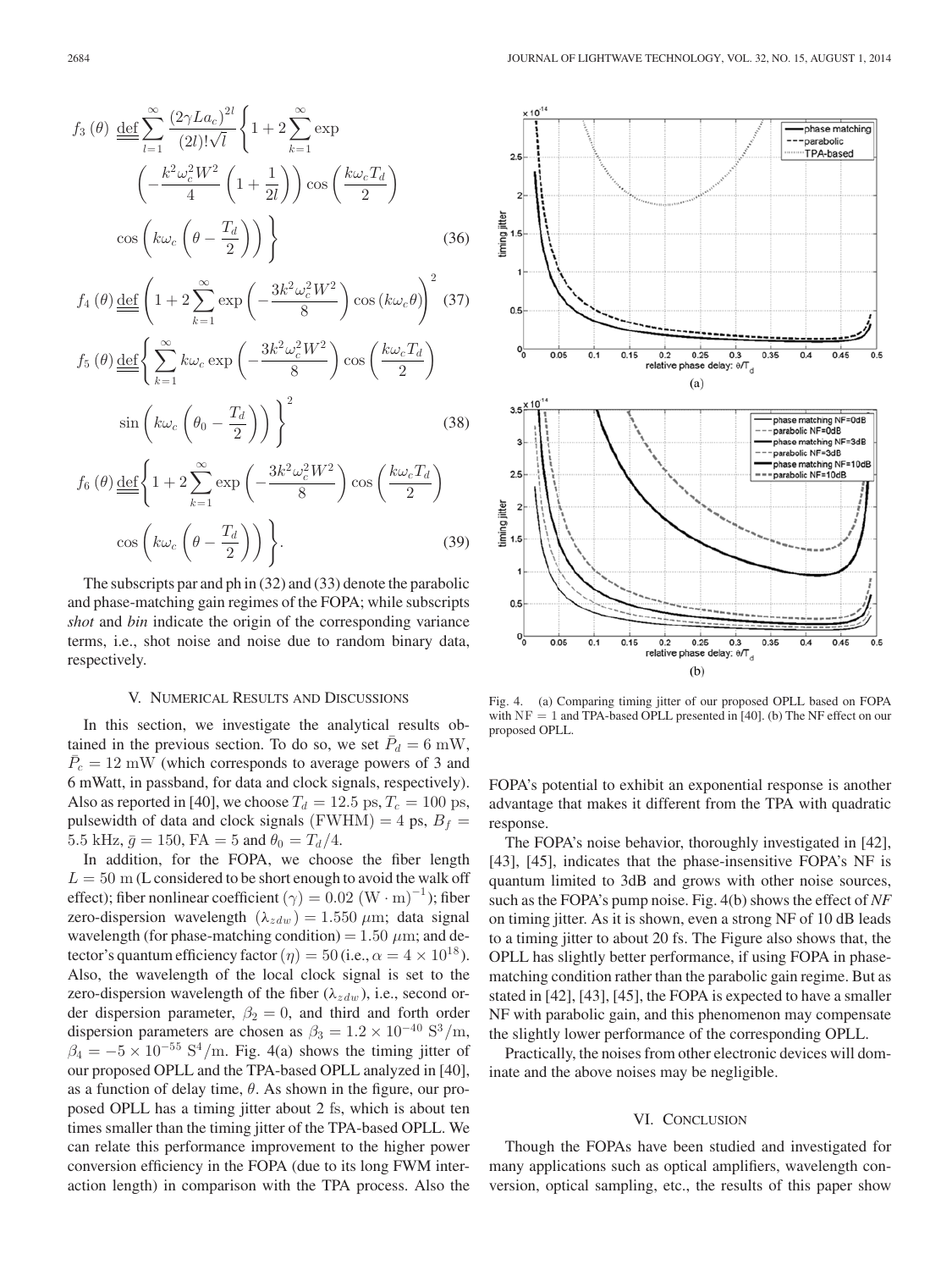$$f_3(\theta) \underline{\underline{\mathrm{def}}} \sum_{l=1}^{\infty} \frac{(2\gamma L a_c)^{2l}}{(2l)!\sqrt{l}} \left\{ 1 + 2\sum_{k=1}^{\infty} \exp \left( -\frac{k^2 \omega_c^2 W^2}{4} \left( 1 + \frac{1}{2l} \right) \right) \cos\left( \frac{k\omega_c T_d}{2} \right) \cos\left( k\omega_c \left( \theta - \frac{T_d}{2} \right) \right) \right\} \tag{36}$$

$$f_4(\theta) \underline{\underline{\mathrm{def}}} \left( 1 + 2\sum_{k=1}^{\infty} \exp\left( -\frac{3k^2\omega_c^2 W^2}{8} \right) \cos(k\omega_c \theta) \right)^2 \tag{37}$$

$$f_5(\theta) \underline{\underline{\mathrm{def}}} \left\{ \sum_{k=1}^{\infty} k\omega_c \exp\left( -\frac{3k^2\omega_c^2 W^2}{8} \right) \cos\left( \frac{k\omega_c T_d}{2} \right) \sin\left( k\omega_c \left( \theta_0 - \frac{T_d}{2} \right) \right) \right\}^2 \tag{38}$$

$$f_6(\theta) \underline{\underline{\mathrm{def}}} \left\{ 1 + 2\sum_{k=1}^{\infty} \exp\left( -\frac{3k^2\omega_c^2 W^2}{8} \right) \cos\left( \frac{k\omega_c T_d}{2} \right) \cos\left( k\omega_c \left( \theta - \frac{T_d}{2} \right) \right) \right\}. \tag{39}$$

The subscripts par and ph in (32) and (33) denote the parabolic and phase-matching gain regimes of the FOPA; while subscripts *shot* and *bin* indicate the origin of the corresponding variance terms, i.e., shot noise and noise due to random binary data, respectively.

## V. Numerical Results and Discussions

In this section, we investigate the analytical results obtained in the previous section. To do so, we set $\bar{P}_d = 6$ mW, $\bar{P}_c = 12$ mW (which corresponds to average powers of 3 and 6 mWatt, in passband, for data and clock signals, respectively). Also as reported in [40], we choose $T_d = 12.5$ ps, $T_c = 100$ ps, pulsewidth of data and clock signals (FWHM) = 4 ps, $B_f = 5.5$ kHz, $\bar{g} = 150$, FA = 5 and $\theta_0 = T_d/4$.

In addition, for the FOPA, we choose the fiber length $L = 50$ m (L considered to be short enough to avoid the walk off effect); fiber nonlinear coefficient $(\gamma) = 0.02\ (\mathrm{W \cdot m})^{-1}$); fiber zero-dispersion wavelength $(\lambda_{zdw}) = 1.550\ \mu$m; data signal wavelength (for phase-matching condition) = 1.50 $\mu$m; and detector's quantum efficiency factor $(\eta) = 50$ (i.e., $\alpha = 4 \times 10^{18}$). Also, the wavelength of the local clock signal is set to the zero-dispersion wavelength of the fiber $(\lambda_{zdw})$, i.e., second order dispersion parameter, $\beta_2 = 0$, and third and forth order dispersion parameters are chosen as $\beta_3 = 1.2 \times 10^{-40}\ \mathrm{S}^3/\mathrm{m}$, $\beta_4 = -5 \times 10^{-55}\ \mathrm{S}^4/\mathrm{m}$. Fig. 4(a) shows the timing jitter of our proposed OPLL and the TPA-based OPLL analyzed in [40], as a function of delay time, $\theta$. As shown in the figure, our proposed OPLL has a timing jitter about 2 fs, which is about ten times smaller than the timing jitter of the TPA-based OPLL. We can relate this performance improvement to the higher power conversion efficiency in the FOPA (due to its long FWM interaction length) in comparison with the TPA process. Also the FOPA's potential to exhibit an exponential response is another advantage that makes it different from the TPA with quadratic response.

Fig. 4. (a) Comparing timing jitter of our proposed OPLL based on FOPA with NF = 1 and TPA-based OPLL presented in [40]. (b) The NF effect on our proposed OPLL.

The FOPA's noise behavior, thoroughly investigated in [42], [43], [45], indicates that the phase-insensitive FOPA's NF is quantum limited to 3dB and grows with other noise sources, such as the FOPA's pump noise. Fig. 4(b) shows the effect of *NF* on timing jitter. As it is shown, even a strong NF of 10 dB leads to a timing jitter to about 20 fs. The Figure also shows that, the OPLL has slightly better performance, if using FOPA in phase-matching condition rather than the parabolic gain regime. But as stated in [42], [43], [45], the FOPA is expected to have a smaller NF with parabolic gain, and this phenomenon may compensate the slightly lower performance of the corresponding OPLL.

Practically, the noises from other electronic devices will dominate and the above noises may be negligible.

## VI. Conclusion

Though the FOPAs have been studied and investigated for many applications such as optical amplifiers, wavelength conversion, optical sampling, etc., the results of this paper show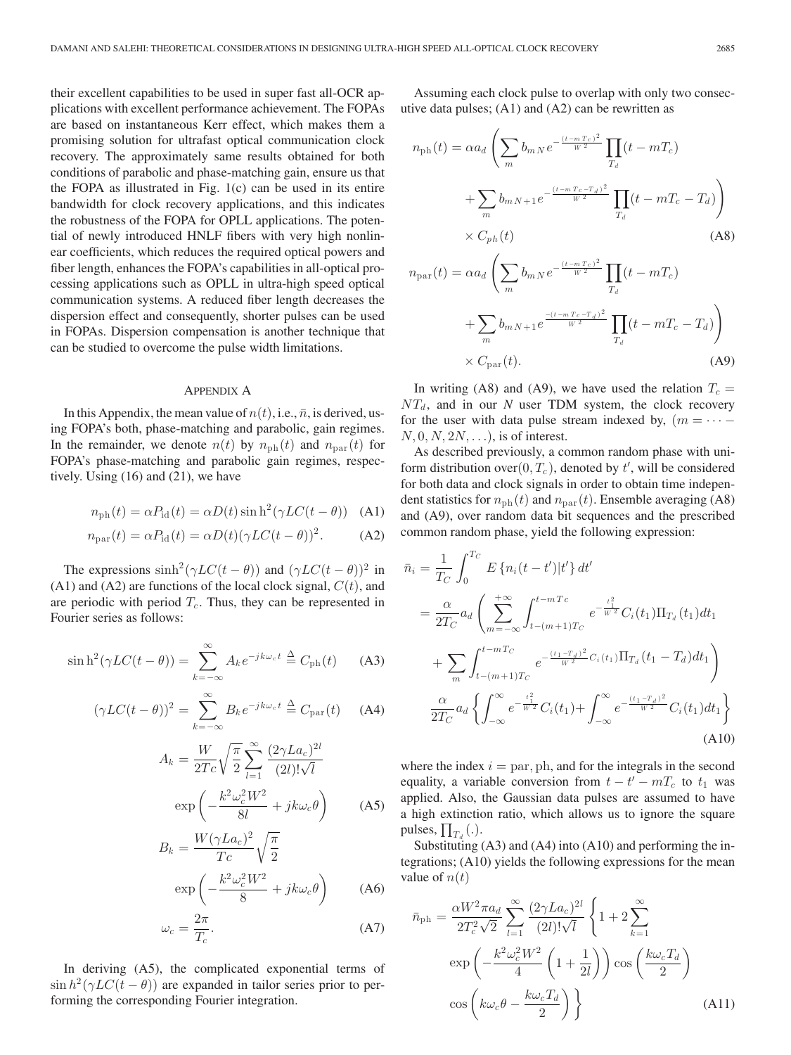their excellent capabilities to be used in super fast all-OCR applications with excellent performance achievement. The FOPAs are based on instantaneous Kerr effect, which makes them a promising solution for ultrafast optical communication clock recovery. The approximately same results obtained for both conditions of parabolic and phase-matching gain, ensure us that the FOPA as illustrated in Fig. 1(c) can be used in its entire bandwidth for clock recovery applications, and this indicates the robustness of the FOPA for OPLL applications. The potential of newly introduced HNLF fibers with very high nonlinear coefficients, which reduces the required optical powers and fiber length, enhances the FOPA's capabilities in all-optical processing applications such as OPLL in ultra-high speed optical communication systems. A reduced fiber length decreases the dispersion effect and consequently, shorter pulses can be used in FOPAs. Dispersion compensation is another technique that can be studied to overcome the pulse width limitations.

## Appendix A

In this Appendix, the mean value of $n(t)$, i.e., $\bar{n}$, is derived, using FOPA's both, phase-matching and parabolic, gain regimes. In the remainder, we denote $n(t)$ by $n_{\mathrm{ph}}(t)$ and $n_{\mathrm{par}}(t)$ for FOPA's phase-matching and parabolic gain regimes, respectively. Using (16) and (21), we have

$$n_{\mathrm{ph}}(t) = \alpha P_{\mathrm{id}}(t) = \alpha D(t) \sin\mathrm{h}^2(\gamma LC(t-\theta)) \quad \text{(A1)}$$

$$n_{\mathrm{par}}(t) = \alpha P_{\mathrm{id}}(t) = \alpha D(t)(\gamma LC(t-\theta))^2. \quad \text{(A2)}$$

The expressions $\sinh^2(\gamma LC(t-\theta))$ and $(\gamma LC(t-\theta))^2$ in (A1) and (A2) are functions of the local clock signal, $C(t)$, and are periodic with period $T_c$. Thus, they can be represented in Fourier series as follows:

$$\sin\mathrm{h}^2(\gamma LC(t-\theta)) = \sum_{k=-\infty}^{\infty} A_k e^{-jk\omega_c t} \triangleq C_{\mathrm{ph}}(t) \quad \text{(A3)}$$

$$(\gamma LC(t-\theta))^2 = \sum_{k=-\infty}^{\infty} B_k e^{-jk\omega_c t} \triangleq C_{\mathrm{par}}(t) \quad \text{(A4)}$$

$$A_k = \frac{W}{2Tc}\sqrt{\frac{\pi}{2}} \sum_{l=1}^{\infty} \frac{(2\gamma La_c)^{2l}}{(2l)!\sqrt{l}} \exp\left(-\frac{k^2\omega_c^2 W^2}{8l} + jk\omega_c\theta\right) \quad \text{(A5)}$$

$$B_k = \frac{W(\gamma La_c)^2}{Tc}\sqrt{\frac{\pi}{2}} \exp\left(-\frac{k^2\omega_c^2 W^2}{8} + jk\omega_c\theta\right) \quad \text{(A6)}$$

$$\omega_c = \frac{2\pi}{T_c}. \quad \text{(A7)}$$

In deriving (A5), the complicated exponential terms of $\sin h^2(\gamma LC(t-\theta))$ are expanded in tailor series prior to performing the corresponding Fourier integration.

Assuming each clock pulse to overlap with only two consecutive data pulses; (A1) and (A2) can be rewritten as

$$n_{\mathrm{ph}}(t) = \alpha a_d \left( \sum_m b_{mN} e^{-\frac{(t-mT_c)^2}{W^2}} \prod_{T_d}(t-mT_c) + \sum_m b_{mN+1} e^{-\frac{(t-mT_c-T_d)^2}{W^2}} \prod_{T_d}(t-mT_c-T_d) \right) \times C_{ph}(t) \quad \text{(A8)}$$

$$n_{\mathrm{par}}(t) = \alpha a_d \left( \sum_m b_{mN} e^{-\frac{(t-mT_c)^2}{W^2}} \prod_{T_d}(t-mT_c) + \sum_m b_{mN+1} e^{\frac{-(t-mT_c-T_d)^2}{W^2}} \prod_{T_d}(t-mT_c-T_d) \right) \times C_{\mathrm{par}}(t). \quad \text{(A9)}$$

In writing (A8) and (A9), we have used the relation $T_c = NT_d$, and in our $N$ user TDM system, the clock recovery for the user with data pulse stream indexed by, $(m = \cdots - N, 0, N, 2N, \ldots)$, is of interest.

As described previously, a common random phase with uniform distribution over$(0, T_c)$, denoted by $t'$, will be considered for both data and clock signals in order to obtain time independent statistics for $n_{\mathrm{ph}}(t)$ and $n_{\mathrm{par}}(t)$. Ensemble averaging (A8) and (A9), over random data bit sequences and the prescribed common random phase, yield the following expression:

$$\begin{aligned}
\bar{n}_i &= \frac{1}{T_C}\int_0^{T_C} E\left\{n_i(t-t')|t'\right\} dt' \\
&= \frac{\alpha}{2T_C} a_d \left( \sum_{m=-\infty}^{+\infty} \int_{t-(m+1)T_C}^{t-mTc} e^{-\frac{t_1^2}{W^2}} C_i(t_1) \Pi_{T_d}(t_1) dt_1 + \sum_m \int_{t-(m+1)T_C}^{t-mT_C} e^{-\frac{(t_1-T_d)^2}{W^2} C_i(t_1)} \Pi_{T_d}(t_1 - T_d) dt_1 \right) \\
&\frac{\alpha}{2T_C} a_d \left\{ \int_{-\infty}^{\infty} e^{-\frac{t_1^2}{W^2}} C_i(t_1) + \int_{-\infty}^{\infty} e^{-\frac{(t_1-T_d)^2}{W^2}} C_i(t_1) dt_1 \right\}
\end{aligned} \quad \text{(A10)}$$

where the index $i = \mathrm{par}, \mathrm{ph}$, and for the integrals in the second equality, a variable conversion from $t - t' - mT_c$ to $t_1$ was applied. Also, the Gaussian data pulses are assumed to have a high extinction ratio, which allows us to ignore the square pulses, $\prod_{T_d}(.)$.

Substituting (A3) and (A4) into (A10) and performing the integrations; (A10) yields the following expressions for the mean value of $n(t)$

$$\bar{n}_{\mathrm{ph}} = \frac{\alpha W^2 \pi a_d}{2T_c^2\sqrt{2}} \sum_{l=1}^{\infty} \frac{(2\gamma La_c)^{2l}}{(2l)!\sqrt{l}} \left\{ 1 + 2\sum_{k=1}^{\infty} \exp\left(-\frac{k^2\omega_c^2 W^2}{4}\left(1 + \frac{1}{2l}\right)\right) \cos\left(\frac{k\omega_c T_d}{2}\right) \cos\left(k\omega_c\theta - \frac{k\omega_c T_d}{2}\right) \right\} \quad \text{(A11)}$$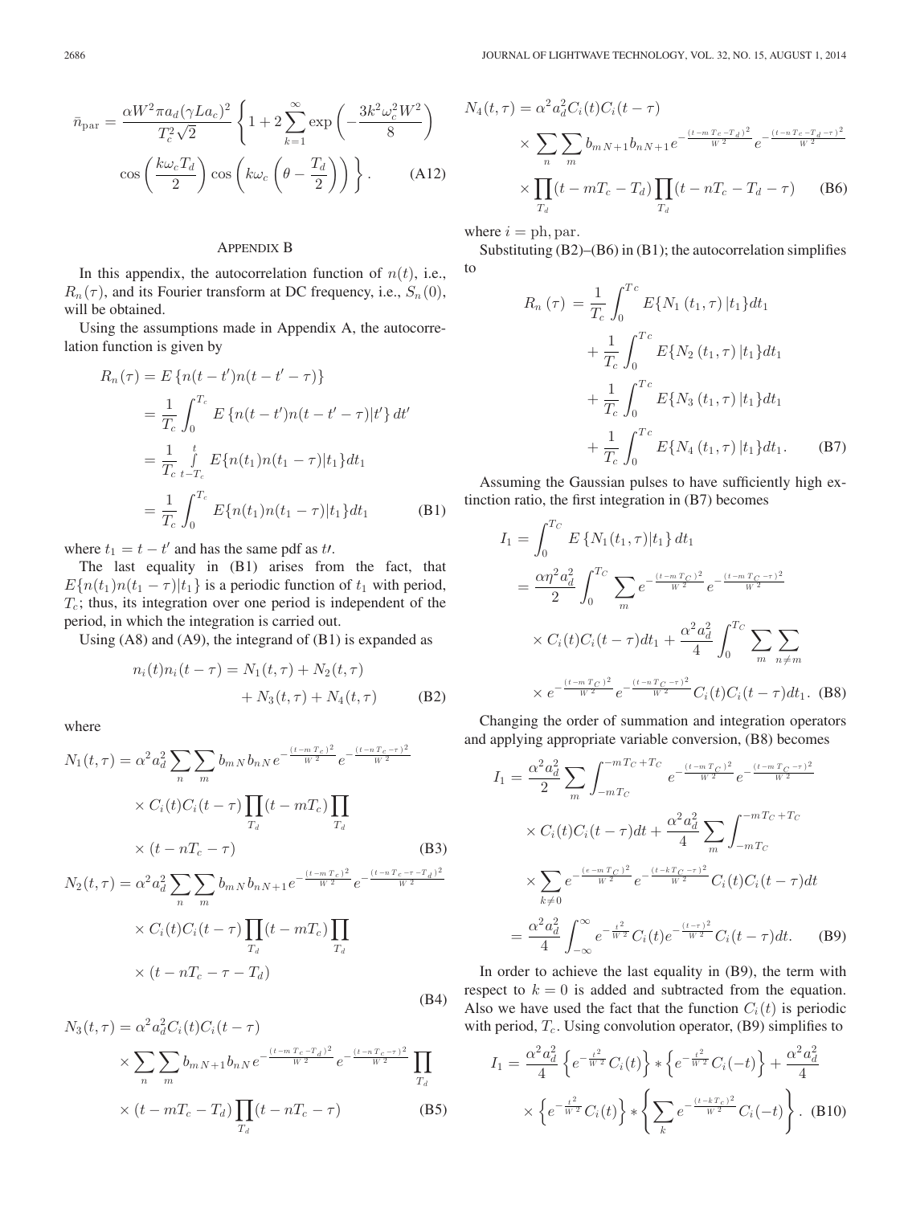$$\bar{n}_{\rm par} = \frac{\alpha W^2 \pi a_d (\gamma L a_c)^2}{T_c^2 \sqrt{2}} \left\{ 1 + 2\sum_{k=1}^{\infty} \exp\left(-\frac{3k^2\omega_c^2 W^2}{8}\right) \cos\left(\frac{k\omega_c T_d}{2}\right) \cos\left(k\omega_c\left(\theta - \frac{T_d}{2}\right)\right) \right\}. \tag{A12}$$

## Appendix B

In this appendix, the autocorrelation function of $n(t)$, i.e., $R_n(\tau)$, and its Fourier transform at DC frequency, i.e., $S_n(0)$, will be obtained.

Using the assumptions made in Appendix A, the autocorrelation function is given by

$$\begin{aligned} R_n(\tau) &= E\left\{n(t-t')n(t-t'-\tau)\right\} \\ &= \frac{1}{T_c}\int_0^{T_c} E\left\{n(t-t')n(t-t'-\tau)|t'\right\} dt' \\ &= \frac{1}{T_c}\int_{t-T_c}^{t} E\{n(t_1)n(t_1-\tau)|t_1\} dt_1 \\ &= \frac{1}{T_c}\int_0^{T_c} E\{n(t_1)n(t_1-\tau)|t_1\} dt_1 \end{aligned} \tag{B1}$$

where $t_1 = t - t'$ and has the same pdf as $t\prime$.

The last equality in (B1) arises from the fact, that $E\{n(t_1)n(t_1-\tau)|t_1\}$ is a periodic function of $t_1$ with period, $T_c$; thus, its integration over one period is independent of the period, in which the integration is carried out.

Using (A8) and (A9), the integrand of (B1) is expanded as

$$n_i(t)n_i(t-\tau) = N_1(t,\tau) + N_2(t,\tau) + N_3(t,\tau) + N_4(t,\tau) \tag{B2}$$

where

$$N_1(t,\tau) = \alpha^2 a_d^2 \sum_n \sum_m b_{mN} b_{nN} e^{-\frac{(t-mT_c)^2}{W^2}} e^{-\frac{(t-nT_c-\tau)^2}{W^2}} \times C_i(t)C_i(t-\tau) \prod_{T_d}(t-mT_c) \prod_{T_d}(t-nT_c-\tau) \tag{B3}$$

$$N_2(t,\tau) = \alpha^2 a_d^2 \sum_n \sum_m b_{mN} b_{nN+1} e^{-\frac{(t-mT_c)^2}{W^2}} e^{-\frac{(t-nT_c-\tau-T_d)^2}{W^2}} \times C_i(t)C_i(t-\tau) \prod_{T_d}(t-mT_c) \prod_{T_d}(t-nT_c-\tau-T_d) \tag{B4}$$

$$N_3(t,\tau) = \alpha^2 a_d^2 C_i(t)C_i(t-\tau) \times \sum_n \sum_m b_{mN+1} b_{nN} e^{-\frac{(t-mT_c-T_d)^2}{W^2}} e^{-\frac{(t-nT_c-\tau)^2}{W^2}} \prod_{T_d}(t-mT_c-T_d) \prod_{T_d}(t-nT_c-\tau) \tag{B5}$$

$$N_4(t,\tau) = \alpha^2 a_d^2 C_i(t)C_i(t-\tau) \times \sum_n \sum_m b_{mN+1} b_{nN+1} e^{-\frac{(t-mT_c-T_d)^2}{W^2}} e^{-\frac{(t-nT_c-T_d-\tau)^2}{W^2}} \times \prod_{T_d}(t-mT_c-T_d) \prod_{T_d}(t-nT_c-T_d-\tau) \tag{B6}$$

where $i = \text{ph}, \text{par}$.

Substituting (B2)–(B6) in (B1); the autocorrelation simplifies to

$$\begin{aligned} R_n(\tau) &= \frac{1}{T_c}\int_0^{Tc} E\{N_1(t_1,\tau)|t_1\} dt_1 \\ &+ \frac{1}{T_c}\int_0^{Tc} E\{N_2(t_1,\tau)|t_1\} dt_1 \\ &+ \frac{1}{T_c}\int_0^{Tc} E\{N_3(t_1,\tau)|t_1\} dt_1 \\ &+ \frac{1}{T_c}\int_0^{Tc} E\{N_4(t_1,\tau)|t_1\} dt_1. \end{aligned} \tag{B7}$$

Assuming the Gaussian pulses to have sufficiently high extinction ratio, the first integration in (B7) becomes

$$\begin{aligned} I_1 &= \int_0^{T_C} E\left\{N_1(t_1,\tau)|t_1\right\} dt_1 \\ &= \frac{\alpha\eta^2 a_d^2}{2}\int_0^{T_C} \sum_m e^{-\frac{(t-mT_C)^2}{W^2}} e^{-\frac{(t-mT_C-\tau)^2}{W^2}} \times C_i(t)C_i(t-\tau)dt_1 + \frac{\alpha^2 a_d^2}{4}\int_0^{T_C} \sum_m \sum_{n\neq m} \\ &\times e^{-\frac{(t-mT_C)^2}{W^2}} e^{-\frac{(t-nT_C-\tau)^2}{W^2}} C_i(t)C_i(t-\tau)dt_1. \end{aligned} \tag{B8}$$

Changing the order of summation and integration operators and applying appropriate variable conversion, (B8) becomes

$$\begin{aligned} I_1 &= \frac{\alpha^2 a_d^2}{2}\sum_m \int_{-mT_C}^{-mT_C+T_C} e^{-\frac{(t-mT_C)^2}{W^2}} e^{-\frac{(t-mT_C-\tau)^2}{W^2}} \times C_i(t)C_i(t-\tau)dt + \frac{\alpha^2 a_d^2}{4}\sum_m \int_{-mT_C}^{-mT_C+T_C} \\ &\times \sum_{k\neq 0} e^{-\frac{(e-mT_C)^2}{W^2}} e^{-\frac{(t-kT_C-\tau)^2}{W^2}} C_i(t)C_i(t-\tau)dt \\ &= \frac{\alpha^2 a_d^2}{4}\int_{-\infty}^{\infty} e^{-\frac{t^2}{W^2}} C_i(t) e^{-\frac{(t-\tau)^2}{W^2}} C_i(t-\tau)dt. \end{aligned} \tag{B9}$$

In order to achieve the last equality in (B9), the term with respect to $k = 0$ is added and subtracted from the equation. Also we have used the fact that the function $C_i(t)$ is periodic with period, $T_c$. Using convolution operator, (B9) simplifies to

$$I_1 = \frac{\alpha^2 a_d^2}{4}\left\{e^{-\frac{t^2}{W^2}} C_i(t)\right\} * \left\{e^{-\frac{t^2}{W^2}} C_i(-t)\right\} + \frac{\alpha^2 a_d^2}{4} \times \left\{e^{-\frac{t^2}{W^2}} C_i(t)\right\} * \left\{\sum_k e^{-\frac{(t-kT_c)^2}{W^2}} C_i(-t)\right\}. \tag{B10}$$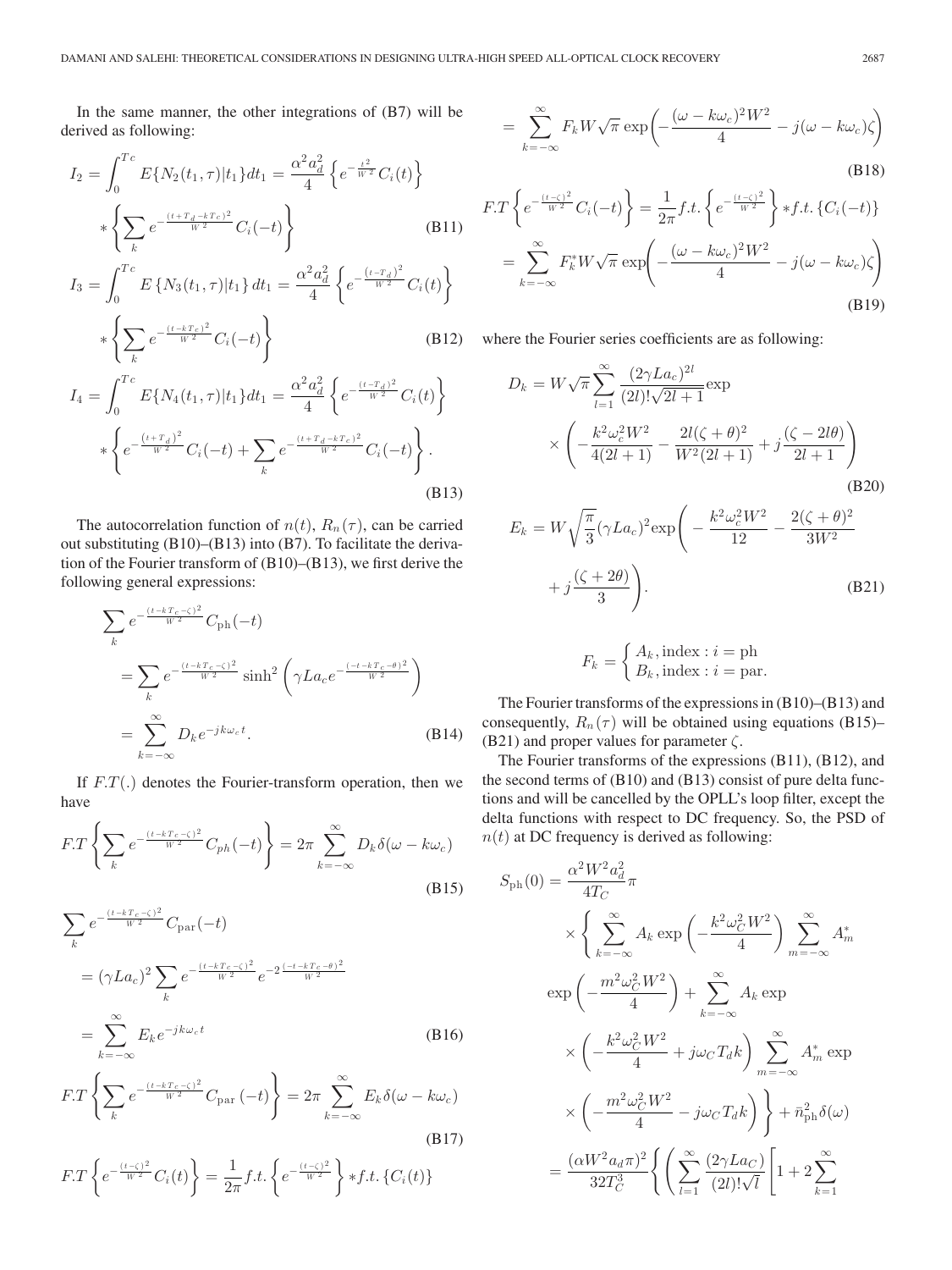In the same manner, the other integrations of (B7) will be derived as following:

$$I_2 = \int_0^{Tc} E\{N_2(t_1,\tau)|t_1\}dt_1 = \frac{\alpha^2 a_d^2}{4}\left\{e^{-\frac{t^2}{W^2}}C_i(t)\right\} * \left\{\sum_k e^{-\frac{(t+T_d-kT_c)^2}{W^2}}C_i(-t)\right\} \tag{B11}$$

$$I_3 = \int_0^{Tc} E\{N_3(t_1,\tau)|t_1\}dt_1 = \frac{\alpha^2 a_d^2}{4}\left\{e^{-\frac{(t-T_d)^2}{W^2}}C_i(t)\right\} * \left\{\sum_k e^{-\frac{(t-kT_c)^2}{W^2}}C_i(-t)\right\} \tag{B12}$$

$$I_4 = \int_0^{Tc} E\{N_4(t_1,\tau)|t_1\}dt_1 = \frac{\alpha^2 a_d^2}{4}\left\{e^{-\frac{(t-T_d)^2}{W^2}}C_i(t)\right\} * \left\{e^{-\frac{(t+T_d)^2}{W^2}}C_i(-t) + \sum_k e^{-\frac{(t+T_d-kT_c)^2}{W^2}}C_i(-t)\right\}. \tag{B13}$$

The autocorrelation function of $n(t)$, $R_n(\tau)$, can be carried out substituting (B10)–(B13) into (B7). To facilitate the derivation of the Fourier transform of (B10)–(B13), we first derive the following general expressions:

$$\sum_k e^{-\frac{(t-kT_c-\zeta)^2}{W^2}}C_{\rm ph}(-t) = \sum_k e^{-\frac{(t-kT_c-\zeta)^2}{W^2}}\sinh^2\left(\gamma L a_c e^{-\frac{(-t-kT_c-\theta)^2}{W^2}}\right) = \sum_{k=-\infty}^{\infty} D_k e^{-jk\omega_c t}. \tag{B14}$$

If $F.T(.)$ denotes the Fourier-transform operation, then we have

$$F.T\left\{\sum_k e^{-\frac{(t-kT_c-\zeta)^2}{W^2}}C_{ph}(-t)\right\} = 2\pi\sum_{k=-\infty}^{\infty} D_k\delta(\omega-k\omega_c) \tag{B15}$$

$$\sum_k e^{-\frac{(t-kT_c-\zeta)^2}{W^2}}C_{\rm par}(-t) = (\gamma L a_c)^2\sum_k e^{-\frac{(t-kT_c-\zeta)^2}{W^2}}e^{-2\frac{(-t-kT_c-\theta)^2}{W^2}} = \sum_{k=-\infty}^{\infty} E_k e^{-jk\omega_c t} \tag{B16}$$

$$F.T\left\{\sum_k e^{-\frac{(t-kT_c-\zeta)^2}{W^2}}C_{\rm par}(-t)\right\} = 2\pi\sum_{k=-\infty}^{\infty} E_k\delta(\omega-k\omega_c) \tag{B17}$$

$$F.T\left\{e^{-\frac{(t-\zeta)^2}{W^2}}C_i(t)\right\} = \frac{1}{2\pi}f.t.\left\{e^{-\frac{(t-\zeta)^2}{W^2}}\right\} * f.t.\{C_i(t)\} = \sum_{k=-\infty}^{\infty} F_k W\sqrt{\pi}\exp\left(-\frac{(\omega-k\omega_c)^2W^2}{4} - j(\omega-k\omega_c)\zeta\right) \tag{B18}$$

$$F.T\left\{e^{-\frac{(t-\zeta)^2}{W^2}}C_i(-t)\right\} = \frac{1}{2\pi}f.t.\left\{e^{-\frac{(t-\zeta)^2}{W^2}}\right\} * f.t.\{C_i(-t)\} = \sum_{k=-\infty}^{\infty} F_k^* W\sqrt{\pi}\exp\left(-\frac{(\omega-k\omega_c)^2W^2}{4} - j(\omega-k\omega_c)\zeta\right) \tag{B19}$$

where the Fourier series coefficients are as following:

$$D_k = W\sqrt{\pi}\sum_{l=1}^{\infty}\frac{(2\gamma L a_c)^{2l}}{(2l)!\sqrt{2l+1}}\exp\left(-\frac{k^2\omega_c^2W^2}{4(2l+1)} - \frac{2l(\zeta+\theta)^2}{W^2(2l+1)} + j\frac{(\zeta-2l\theta)}{2l+1}\right) \tag{B20}$$

$$E_k = W\sqrt{\frac{\pi}{3}}(\gamma L a_c)^2\exp\left(-\frac{k^2\omega_c^2W^2}{12} - \frac{2(\zeta+\theta)^2}{3W^2} + j\frac{(\zeta+2\theta)}{3}\right). \tag{B21}$$

$$F_k = \begin{cases} A_k, \text{index} : i = \text{ph} \\ B_k, \text{index} : i = \text{par}. \end{cases}$$

The Fourier transforms of the expressions in (B10)–(B13) and consequently, $R_n(\tau)$ will be obtained using equations (B15)–(B21) and proper values for parameter $\zeta$.

The Fourier transforms of the expressions (B11), (B12), and the second terms of (B10) and (B13) consist of pure delta functions and will be cancelled by the OPLL's loop filter, except the delta functions with respect to DC frequency. So, the PSD of $n(t)$ at DC frequency is derived as following:

$$S_{\rm ph}(0) = \frac{\alpha^2W^2a_d^2}{4T_C}\pi\left\{\sum_{k=-\infty}^{\infty}A_k\exp\left(-\frac{k^2\omega_C^2W^2}{4}\right)\sum_{m=-\infty}^{\infty}A_m^*\exp\left(-\frac{m^2\omega_C^2W^2}{4}\right) + \sum_{k=-\infty}^{\infty}A_k\exp\left(-\frac{k^2\omega_C^2W^2}{4} + j\omega_C T_d k\right)\sum_{m=-\infty}^{\infty}A_m^*\exp\left(-\frac{m^2\omega_C^2W^2}{4} - j\omega_C T_d k\right)\right\} + \bar{n}_{\rm ph}^2\delta(\omega)$$

$$= \frac{(\alpha W^2 a_d\pi)^2}{32T_C^3}\left\{\left(\sum_{l=1}^{\infty}\frac{(2\gamma L a_C)}{(2l)!\sqrt{l}}\left[1 + 2\sum_{k=1}^{\infty}\right.\right.\right.$$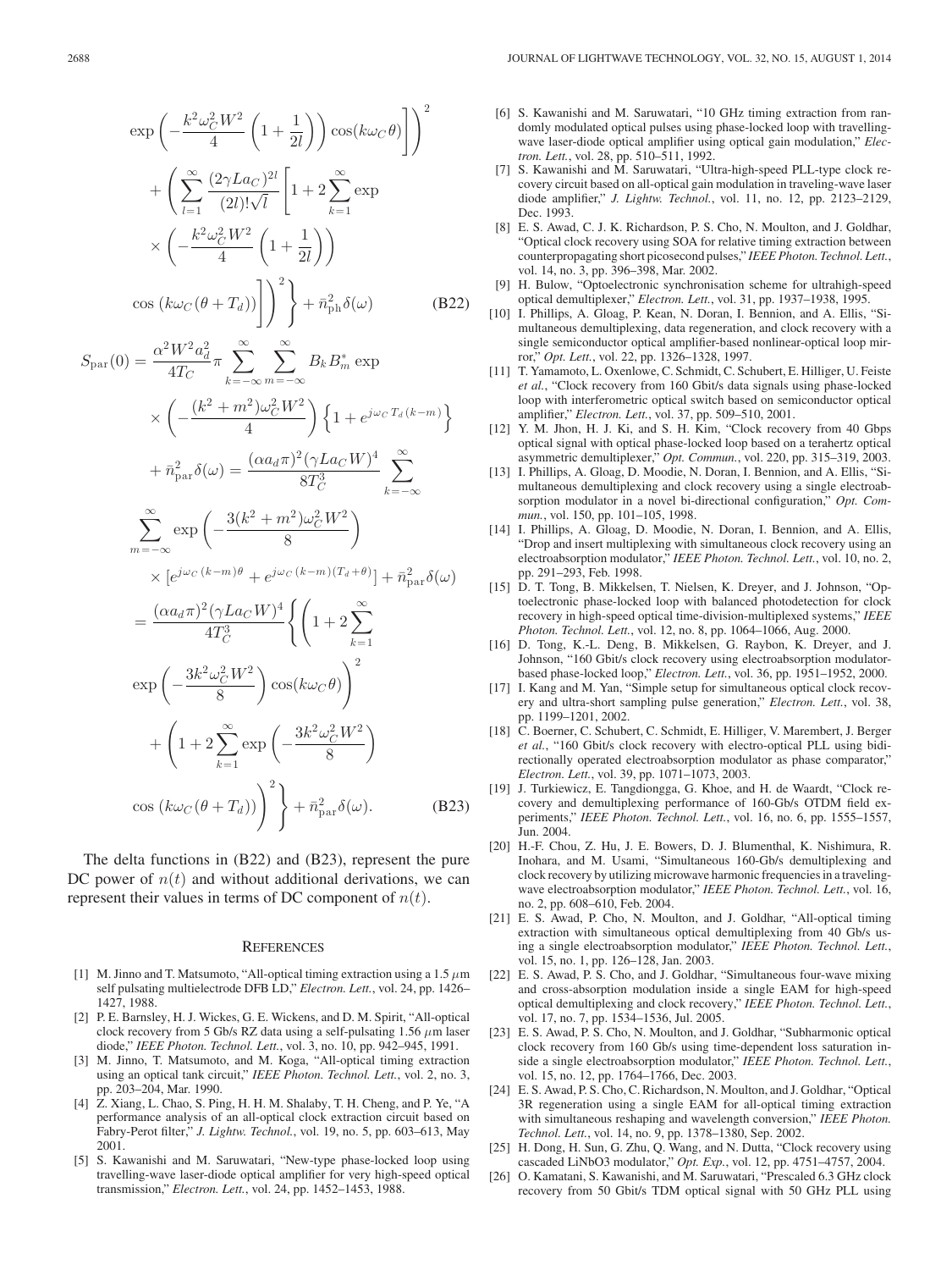$$
\exp\left(-\frac{k^2\omega_C^2 W^2}{4}\left(1+\frac{1}{2l}\right)\right)\cos(k\omega_C\theta)\Bigg]\Bigg)^2
+\left(\sum_{l=1}^{\infty}\frac{(2\gamma L a_C)^{2l}}{(2l)!\sqrt{l}}\left[1+2\sum_{k=1}^{\infty}\exp\left(-\frac{k^2\omega_C^2 W^2}{4}\left(1+\frac{1}{2l}\right)\right)\cos\left(k\omega_C(\theta+T_d)\right)\right]\right)^2\Bigg\}+\bar{n}_{\mathrm{ph}}^2\delta(\omega) \tag{B22}
$$

$$
S_{\mathrm{par}}(0)=\frac{\alpha^2 W^2 a_d^2}{4T_C}\pi\sum_{k=-\infty}^{\infty}\sum_{m=-\infty}^{\infty}B_k B_m^*\exp\left(-\frac{(k^2+m^2)\omega_C^2 W^2}{4}\right)\left\{1+e^{j\omega_C T_d(k-m)}\right\}
+\bar{n}_{\mathrm{par}}^2\delta(\omega)=\frac{(\alpha a_d\pi)^2(\gamma L a_C W)^4}{8T_C^3}\sum_{k=-\infty}^{\infty}\sum_{m=-\infty}^{\infty}\exp\left(-\frac{3(k^2+m^2)\omega_C^2 W^2}{8}\right)\times\left[e^{j\omega_C(k-m)\theta}+e^{j\omega_C(k-m)(T_d+\theta)}\right]+\bar{n}_{\mathrm{par}}^2\delta(\omega)
$$

$$
=\frac{(\alpha a_d\pi)^2(\gamma L a_C W)^4}{4T_C^3}\left\{\left(1+2\sum_{k=1}^{\infty}\exp\left(-\frac{3k^2\omega_C^2 W^2}{8}\right)\cos(k\omega_C\theta)\right)^2+\left(1+2\sum_{k=1}^{\infty}\exp\left(-\frac{3k^2\omega_C^2 W^2}{8}\right)\cos\left(k\omega_C(\theta+T_d)\right)\right)^2\right\}+\bar{n}_{\mathrm{par}}^2\delta(\omega). \tag{B23}
$$

The delta functions in (B22) and (B23), represent the pure DC power of $n(t)$ and without additional derivations, we can represent their values in terms of DC component of $n(t)$.

## References

[1] M. Jinno and T. Matsumoto, "All-optical timing extraction using a 1.5 $\mu$m self pulsating multielectrode DFB LD," *Electron. Lett.*, vol. 24, pp. 1426–1427, 1988.

[2] P. E. Barnsley, H. J. Wickes, G. E. Wickens, and D. M. Spirit, "All-optical clock recovery from 5 Gb/s RZ data using a self-pulsating 1.56 $\mu$m laser diode," *IEEE Photon. Technol. Lett.*, vol. 3, no. 10, pp. 942–945, 1991.

[3] M. Jinno, T. Matsumoto, and M. Koga, "All-optical timing extraction using an optical tank circuit," *IEEE Photon. Technol. Lett.*, vol. 2, no. 3, pp. 203–204, Mar. 1990.

[4] Z. Xiang, L. Chao, S. Ping, H. H. M. Shalaby, T. H. Cheng, and P. Ye, "A performance analysis of an all-optical clock extraction circuit based on Fabry-Perot filter," *J. Lightw. Technol.*, vol. 19, no. 5, pp. 603–613, May 2001.

[5] S. Kawanishi and M. Saruwatari, "New-type phase-locked loop using travelling-wave laser-diode optical amplifier for very high-speed optical transmission," *Electron. Lett.*, vol. 24, pp. 1452–1453, 1988.

[6] S. Kawanishi and M. Saruwatari, "10 GHz timing extraction from randomly modulated optical pulses using phase-locked loop with travelling-wave laser-diode optical amplifier using optical gain modulation," *Electron. Lett.*, vol. 28, pp. 510–511, 1992.

[7] S. Kawanishi and M. Saruwatari, "Ultra-high-speed PLL-type clock recovery circuit based on all-optical gain modulation in traveling-wave laser diode amplifier," *J. Lightw. Technol.*, vol. 11, no. 12, pp. 2123–2129, Dec. 1993.

[8] E. S. Awad, C. J. K. Richardson, P. S. Cho, N. Moulton, and J. Goldhar, "Optical clock recovery using SOA for relative timing extraction between counterpropagating short picosecond pulses," *IEEE Photon. Technol. Lett.*, vol. 14, no. 3, pp. 396–398, Mar. 2002.

[9] H. Bulow, "Optoelectronic synchronisation scheme for ultrahigh-speed optical demultiplexer," *Electron. Lett.*, vol. 31, pp. 1937–1938, 1995.

[10] I. Phillips, A. Gloag, P. Kean, N. Doran, I. Bennion, and A. Ellis, "Simultaneous demultiplexing, data regeneration, and clock recovery with a single semiconductor optical amplifier-based nonlinear-optical loop mirror," *Opt. Lett.*, vol. 22, pp. 1326–1328, 1997.

[11] T. Yamamoto, L. Oxenlowe, C. Schmidt, C. Schubert, E. Hilliger, U. Feiste *et al.*, "Clock recovery from 160 Gbit/s data signals using phase-locked loop with interferometric optical switch based on semiconductor optical amplifier," *Electron. Lett.*, vol. 37, pp. 509–510, 2001.

[12] Y. M. Jhon, H. J. Ki, and S. H. Kim, "Clock recovery from 40 Gbps optical signal with optical phase-locked loop based on a terahertz optical asymmetric demultiplexer," *Opt. Commun.*, vol. 220, pp. 315–319, 2003.

[13] I. Phillips, A. Gloag, D. Moodie, N. Doran, I. Bennion, and A. Ellis, "Simultaneous demultiplexing and clock recovery using a single electroabsorption modulator in a novel bi-directional configuration," *Opt. Commun.*, vol. 150, pp. 101–105, 1998.

[14] I. Phillips, A. Gloag, D. Moodie, N. Doran, I. Bennion, and A. Ellis, "Drop and insert multiplexing with simultaneous clock recovery using an electroabsorption modulator," *IEEE Photon. Technol. Lett.*, vol. 10, no. 2, pp. 291–293, Feb. 1998.

[15] D. T. Tong, B. Mikkelsen, T. Nielsen, K. Dreyer, and J. Johnson, "Optoelectronic phase-locked loop with balanced photodetection for clock recovery in high-speed optical time-division-multiplexed systems," *IEEE Photon. Technol. Lett.*, vol. 12, no. 8, pp. 1064–1066, Aug. 2000.

[16] D. Tong, K.-L. Deng, B. Mikkelsen, G. Raybon, K. Dreyer, and J. Johnson, "160 Gbit/s clock recovery using electroabsorption modulator-based phase-locked loop," *Electron. Lett.*, vol. 36, pp. 1951–1952, 2000.

[17] I. Kang and M. Yan, "Simple setup for simultaneous optical clock recovery and ultra-short sampling pulse generation," *Electron. Lett.*, vol. 38, pp. 1199–1201, 2002.

[18] C. Boerner, C. Schubert, C. Schmidt, E. Hilliger, V. Marembert, J. Berger *et al.*, "160 Gbit/s clock recovery with electro-optical PLL using bidirectionally operated electroabsorption modulator as phase comparator," *Electron. Lett.*, vol. 39, pp. 1071–1073, 2003.

[19] J. Turkiewicz, E. Tangdiongga, G. Khoe, and H. de Waardt, "Clock recovery and demultiplexing performance of 160-Gb/s OTDM field experiments," *IEEE Photon. Technol. Lett.*, vol. 16, no. 6, pp. 1555–1557, Jun. 2004.

[20] H.-F. Chou, Z. Hu, J. E. Bowers, D. J. Blumenthal, K. Nishimura, R. Inohara, and M. Usami, "Simultaneous 160-Gb/s demultiplexing and clock recovery by utilizing microwave harmonic frequencies in a traveling-wave electroabsorption modulator," *IEEE Photon. Technol. Lett.*, vol. 16, no. 2, pp. 608–610, Feb. 2004.

[21] E. S. Awad, P. Cho, N. Moulton, and J. Goldhar, "All-optical timing extraction with simultaneous optical demultiplexing from 40 Gb/s using a single electroabsorption modulator," *IEEE Photon. Technol. Lett.*, vol. 15, no. 1, pp. 126–128, Jan. 2003.

[22] E. S. Awad, P. S. Cho, and J. Goldhar, "Simultaneous four-wave mixing and cross-absorption modulation inside a single EAM for high-speed optical demultiplexing and clock recovery," *IEEE Photon. Technol. Lett.*, vol. 17, no. 7, pp. 1534–1536, Jul. 2005.

[23] E. S. Awad, P. S. Cho, N. Moulton, and J. Goldhar, "Subharmonic optical clock recovery from 160 Gb/s using time-dependent loss saturation inside a single electroabsorption modulator," *IEEE Photon. Technol. Lett.*, vol. 15, no. 12, pp. 1764–1766, Dec. 2003.

[24] E. S. Awad, P. S. Cho, C. Richardson, N. Moulton, and J. Goldhar, "Optical 3R regeneration using a single EAM for all-optical timing extraction with simultaneous reshaping and wavelength conversion," *IEEE Photon. Technol. Lett.*, vol. 14, no. 9, pp. 1378–1380, Sep. 2002.

[25] H. Dong, H. Sun, G. Zhu, Q. Wang, and N. Dutta, "Clock recovery using cascaded LiNbO3 modulator," *Opt. Exp.*, vol. 12, pp. 4751–4757, 2004.

[26] O. Kamatani, S. Kawanishi, and M. Saruwatari, "Prescaled 6.3 GHz clock recovery from 50 Gbit/s TDM optical signal with 50 GHz PLL using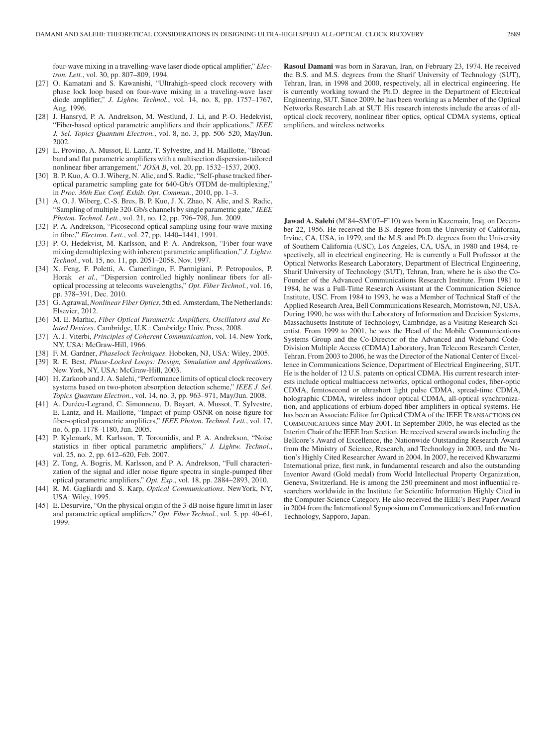four-wave mixing in a travelling-wave laser diode optical amplifier," *Electron. Lett.*, vol. 30, pp. 807–809, 1994.

[27] O. Kamatani and S. Kawanishi, "Ultrahigh-speed clock recovery with phase lock loop based on four-wave mixing in a traveling-wave laser diode amplifier," *J. Lightw. Technol.*, vol. 14, no. 8, pp. 1757–1767, Aug. 1996.

[28] J. Hansryd, P. A. Andrekson, M. Westlund, J. Li, and P.-O. Hedekvist, "Fiber-based optical parametric amplifiers and their applications," *IEEE J. Sel. Topics Quantum Electron.*, vol. 8, no. 3, pp. 506–520, May/Jun. 2002.

[29] L. Provino, A. Mussot, E. Lantz, T. Sylvestre, and H. Maillotte, "Broadband and flat parametric amplifiers with a multisection dispersion-tailored nonlinear fiber arrangement," *JOSA B*, vol. 20, pp. 1532–1537, 2003.

[30] B. P. Kuo, A. O. J. Wiberg, N. Alic, and S. Radic, "Self-phase tracked fiber-optical parametric sampling gate for 640-Gb/s OTDM de-multiplexing," in *Proc. 36th Eur. Conf. Exhib. Opt. Commun.*, 2010, pp. 1–3.

[31] A. O. J. Wiberg, C.-S. Bres, B. P. Kuo, J. X. Zhao, N. Alic, and S. Radic, "Sampling of multiple 320-Gb/s channels by single parametric gate," *IEEE Photon. Technol. Lett.*, vol. 21, no. 12, pp. 796–798, Jun. 2009.

[32] P. A. Andrekson, "Picosecond optical sampling using four-wave mixing in fibre," *Electron. Lett.*, vol. 27, pp. 1440–1441, 1991.

[33] P. O. Hedekvist, M. Karlsson, and P. A. Andrekson, "Fiber four-wave mixing demultiplexing with inherent parametric amplification," *J. Lightw. Technol.*, vol. 15, no. 11, pp. 2051–2058, Nov. 1997.

[34] X. Feng, F. Poletti, A. Camerlingo, F. Parmigiani, P. Petropoulos, P. Horak *et al.*, "Dispersion controlled highly nonlinear fibers for all-optical processing at telecoms wavelengths," *Opt. Fiber Technol.*, vol. 16, pp. 378–391, Dec. 2010.

[35] G. Agrawal, *Nonlinear Fiber Optics*, 5th ed. Amsterdam, The Netherlands: Elsevier, 2012.

[36] M. E. Marhic, *Fiber Optical Parametric Amplifiers, Oscillators and Related Devices*. Cambridge, U.K.: Cambridge Univ. Press, 2008.

[37] A. J. Viterbi, *Principles of Coherent Communication*, vol. 14. New York, NY, USA: McGraw-Hill, 1966.

[38] F. M. Gardner, *Phaselock Techniques*. Hoboken, NJ, USA: Wiley, 2005.

[39] R. E. Best, *Phase-Locked Loops: Design, Simulation and Applications*. New York, NY, USA: McGraw-Hill, 2003.

[40] H. Zarkoob and J. A. Salehi, "Performance limits of optical clock recovery systems based on two-photon absorption detection scheme," *IEEE J. Sel. Topics Quantum Electron.*, vol. 14, no. 3, pp. 963–971, May/Jun. 2008.

[41] A. Durécu-Legrand, C. Simonneau, D. Bayart, A. Mussot, T. Sylvestre, E. Lantz, and H. Maillotte, "Impact of pump OSNR on noise figure for fiber-optical parametric amplifiers," *IEEE Photon. Technol. Lett.*, vol. 17, no. 6, pp. 1178–1180, Jun. 2005.

[42] P. Kylemark, M. Karlsson, T. Torounidis, and P. A. Andrekson, "Noise statistics in fiber optical parametric amplifiers," *J. Lightw. Technol.*, vol. 25, no. 2, pp. 612–620, Feb. 2007.

[43] Z. Tong, A. Bogris, M. Karlsson, and P. A. Andrekson, "Full characterization of the signal and idler noise figure spectra in single-pumped fiber optical parametric amplifiers," *Opt. Exp.*, vol. 18, pp. 2884–2893, 2010.

[44] R. M. Gagliardi and S. Karp, *Optical Communications*. New York, NY, USA: Wiley, 1995.

[45] E. Desurvire, "On the physical origin of the 3-dB noise figure limit in laser and parametric optical amplifiers," *Opt. Fiber Technol.*, vol. 5, pp. 40–61, 1999.

**Rasoul Damani** was born in Saravan, Iran, on February 23, 1974. He received the B.S. and M.S. degrees from the Sharif University of Technology (SUT), Tehran, Iran, in 1998 and 2000, respectively, all in electrical engineering. He is currently working toward the Ph.D. degree in the Department of Electrical Engineering, SUT. Since 2009, he has been working as a Member of the Optical Networks Research Lab. at SUT. His research interests include the areas of all-optical clock recovery, nonlinear fiber optics, optical CDMA systems, optical amplifiers, and wireless networks.

**Jawad A. Salehi** (M'84–SM'07–F'10) was born in Kazemain, Iraq, on December 22, 1956. He received the B.S. degree from the University of California, Irvine, CA, USA, in 1979, and the M.S. and Ph.D. degrees from the University of Southern California (USC), Los Angeles, CA, USA, in 1980 and 1984, respectively, all in electrical engineering. He is currently a Full Professor at the Optical Networks Research Laboratory, Department of Electrical Engineering, Sharif University of Technology (SUT), Tehran, Iran, where he is also the Co-Founder of the Advanced Communications Research Institute. From 1981 to 1984, he was a Full-Time Research Assistant at the Communication Science Institute, USC. From 1984 to 1993, he was a Member of Technical Staff of the Applied Research Area, Bell Communications Research, Morristown, NJ, USA. During 1990, he was with the Laboratory of Information and Decision Systems, Massachusetts Institute of Technology, Cambridge, as a Visiting Research Scientist. From 1999 to 2001, he was the Head of the Mobile Communications Systems Group and the Co-Director of the Advanced and Wideband Code-Division Multiple Access (CDMA) Laboratory, Iran Telecom Research Center, Tehran. From 2003 to 2006, he was the Director of the National Center of Excellence in Communications Science, Department of Electrical Engineering, SUT. He is the holder of 12 U.S. patents on optical CDMA. His current research interests include optical multiaccess networks, optical orthogonal codes, fiber-optic CDMA, femtosecond or ultrashort light pulse CDMA, spread-time CDMA, holographic CDMA, wireless indoor optical CDMA, all-optical synchronization, and applications of erbium-doped fiber amplifiers in optical systems. He has been an Associate Editor for Optical CDMA of the IEEE TRANSACTIONS ON COMMUNICATIONS since May 2001. In September 2005, he was elected as the Interim Chair of the IEEE Iran Section. He received several awards including the Bellcore's Award of Excellence, the Nationwide Outstanding Research Award from the Ministry of Science, Research, and Technology in 2003, and the Nation's Highly Cited Researcher Award in 2004. In 2007, he received Khwarazmi International prize, first rank, in fundamental research and also the outstanding Inventor Award (Gold medal) from World Intellectual Property Organization, Geneva, Switzerland. He is among the 250 preeminent and most influential researchers worldwide in the Institute for Scientific Information Highly Cited in the Computer-Science Category. He also received the IEEE's Best Paper Award in 2004 from the International Symposium on Communications and Information Technology, Sapporo, Japan.